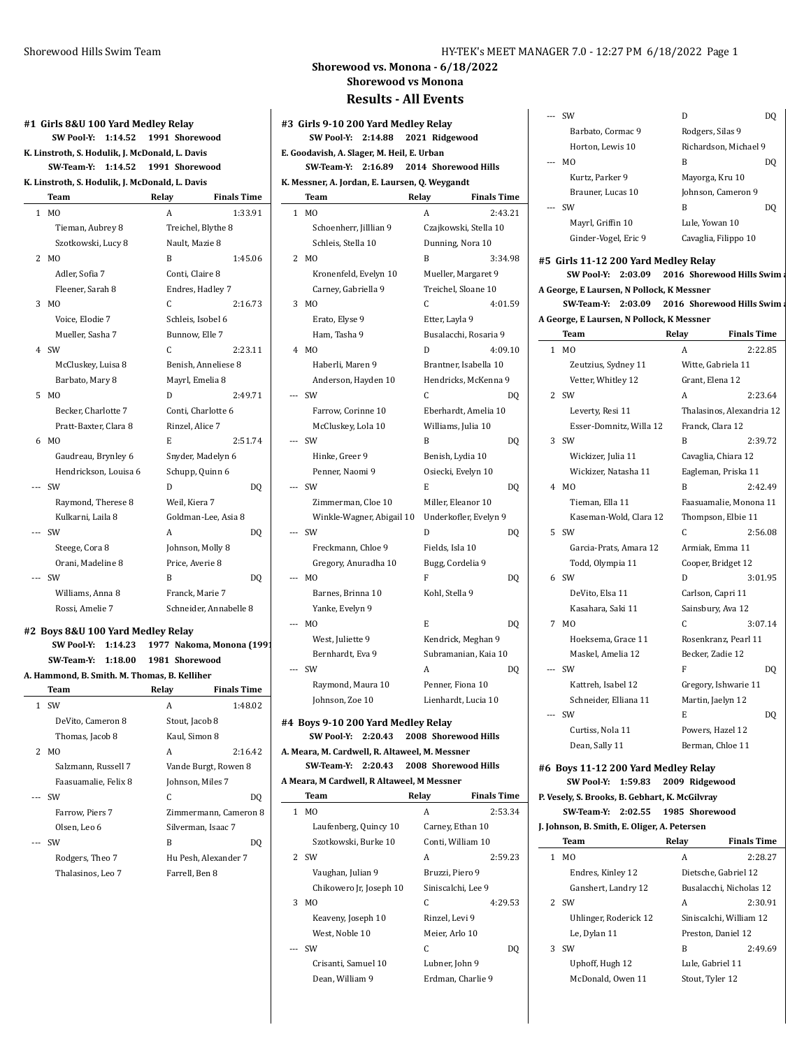## Shorewood vs. Monona - 6/18/2022
### Shorewood vs Monona
### Results - All Events

#### #1 Girls 8&U 100 Yard Medley Relay

SW Pool-Y: 1:14.52 1991 Shorewood
K. Linstroth, S. Hodulik, J. McDonald, L. Davis
SW-Team-Y: 1:14.52 1991 Shorewood
K. Linstroth, S. Hodulik, J. McDonald, L. Davis

| | Team | Relay | Finals Time |
|---|---|---|---|
| 1 | MO | A | 1:33.91 |
| | Tieman, Aubrey 8 | Treichel, Blythe 8 | |
| | Szotkowski, Lucy 8 | Nault, Mazie 8 | |
| 2 | MO | B | 1:45.06 |
| | Adler, Sofia 7 | Conti, Claire 8 | |
| | Fleener, Sarah 8 | Endres, Hadley 7 | |
| 3 | MO | C | 2:16.73 |
| | Voice, Elodie 7 | Schleis, Isobel 6 | |
| | Mueller, Sasha 7 | Bunnow, Elle 7 | |
| 4 | SW | C | 2:23.11 |
| | McCluskey, Luisa 8 | Benish, Anneliese 8 | |
| | Barbato, Mary 8 | Mayrl, Emelia 8 | |
| 5 | MO | D | 2:49.71 |
| | Becker, Charlotte 7 | Conti, Charlotte 6 | |
| | Pratt-Baxter, Clara 8 | Rinzel, Alice 7 | |
| 6 | MO | E | 2:51.74 |
| | Gaudreau, Brynley 6 | Snyder, Madelyn 6 | |
| | Hendrickson, Louisa 6 | Schupp, Quinn 6 | |
| --- | SW | D | DQ |
| | Raymond, Therese 8 | Weil, Kiera 7 | |
| | Kulkarni, Laila 8 | Goldman-Lee, Asia 8 | |
| --- | SW | A | DQ |
| | Steege, Cora 8 | Johnson, Molly 8 | |
| | Orani, Madeline 8 | Price, Averie 8 | |
| --- | SW | B | DQ |
| | Williams, Anna 8 | Franck, Marie 7 | |
| | Rossi, Amelie 7 | Schneider, Annabelle 8 | |

#### #2 Boys 8&U 100 Yard Medley Relay

SW Pool-Y: 1:14.23 1977 Nakoma, Monona (1991
SW-Team-Y: 1:18.00 1981 Shorewood
A. Hammond, B. Smith. M. Thomas, B. Kelliher

| | Team | Relay | Finals Time |
|---|---|---|---|
| 1 | SW | A | 1:48.02 |
| | DeVito, Cameron 8 | Stout, Jacob 8 | |
| | Thomas, Jacob 8 | Kaul, Simon 8 | |
| 2 | MO | A | 2:16.42 |
| | Salzmann, Russell 7 | Vande Burgt, Rowen 8 | |
| | Faasuamalie, Felix 8 | Johnson, Miles 7 | |
| --- | SW | C | DQ |
| | Farrow, Piers 7 | Zimmermann, Cameron 8 | |
| | Olsen, Leo 6 | Silverman, Isaac 7 | |
| --- | SW | B | DQ |
| | Rodgers, Theo 7 | Hu Pesh, Alexander 7 | |
| | Thalasinos, Leo 7 | Farrell, Ben 8 | |

#### #3 Girls 9-10 200 Yard Medley Relay

SW Pool-Y: 2:14.88 2021 Ridgewood
E. Goodavish, A. Slager, M. Heil, E. Urban
SW-Team-Y: 2:16.89 2014 Shorewood Hills
K. Messner, A. Jordan, E. Laursen, Q. Weygandt

| | Team | Relay | Finals Time |
|---|---|---|---|
| 1 | MO | A | 2:43.21 |
| | Schoenherr, Jilllian 9 | Czajkowski, Stella 10 | |
| | Schleis, Stella 10 | Dunning, Nora 10 | |
| 2 | MO | B | 3:34.98 |
| | Kronenfeld, Evelyn 10 | Mueller, Margaret 9 | |
| | Carney, Gabriella 9 | Treichel, Sloane 10 | |
| 3 | MO | C | 4:01.59 |
| | Erato, Elyse 9 | Etter, Layla 9 | |
| | Ham, Tasha 9 | Busalacchi, Rosaria 9 | |
| 4 | MO | D | 4:09.10 |
| | Haberli, Maren 9 | Brantner, Isabella 10 | |
| | Anderson, Hayden 10 | Hendricks, McKenna 9 | |
| --- | SW | C | DQ |
| | Farrow, Corinne 10 | Eberhardt, Amelia 10 | |
| | McCluskey, Lola 10 | Williams, Julia 10 | |
| --- | SW | B | DQ |
| | Hinke, Greer 9 | Benish, Lydia 10 | |
| | Penner, Naomi 9 | Osiecki, Evelyn 10 | |
| --- | SW | E | DQ |
| | Zimmerman, Cloe 10 | Miller, Eleanor 10 | |
| | Winkle-Wagner, Abigail 10 | Underkofler, Evelyn 9 | |
| --- | SW | D | DQ |
| | Freckmann, Chloe 9 | Fields, Isla 10 | |
| | Gregory, Anuradha 10 | Bugg, Cordelia 9 | |
| --- | MO | F | DQ |
| | Barnes, Brinna 10 | Kohl, Stella 9 | |
| | Yanke, Evelyn 9 | | |
| --- | MO | E | DQ |
| | West, Juliette 9 | Kendrick, Meghan 9 | |
| | Bernhardt, Eva 9 | Subramanian, Kaia 10 | |
| --- | SW | A | DQ |
| | Raymond, Maura 10 | Penner, Fiona 10 | |
| | Johnson, Zoe 10 | Lienhardt, Lucia 10 | |

#### #4 Boys 9-10 200 Yard Medley Relay

SW Pool-Y: 2:20.43 2008 Shorewood Hills
A. Meara, M. Cardwell, R. Altaweel, M. Messner
SW-Team-Y: 2:20.43 2008 Shorewood Hills
A Meara, M Cardwell, R Altaweel, M Messner

| | Team | Relay | Finals Time |
|---|---|---|---|
| 1 | MO | A | 2:53.34 |
| | Laufenberg, Quincy 10 | Carney, Ethan 10 | |
| | Szotkowski, Burke 10 | Conti, William 10 | |
| 2 | SW | A | 2:59.23 |
| | Vaughan, Julian 9 | Bruzzi, Piero 9 | |
| | Chikowero Jr, Joseph 10 | Siniscalchi, Lee 9 | |
| 3 | MO | C | 4:29.53 |
| | Keaveny, Joseph 10 | Rinzel, Levi 9 | |
| | West, Noble 10 | Meier, Arlo 10 | |
| --- | SW | C | DQ |
| | Crisanti, Samuel 10 | Lubner, John 9 | |
| | Dean, William 9 | Erdman, Charlie 9 | |
| --- | SW | D | DQ |
| | Barbato, Cormac 9 | Rodgers, Silas 9 | |
| | Horton, Lewis 10 | Richardson, Michael 9 | |
| --- | MO | B | DQ |
| | Kurtz, Parker 9 | Mayorga, Kru 10 | |
| | Brauner, Lucas 10 | Johnson, Cameron 9 | |
| --- | SW | B | DQ |
| | Mayrl, Griffin 10 | Lule, Yowan 10 | |
| | Ginder-Vogel, Eric 9 | Cavaglia, Filippo 10 | |

#### #5 Girls 11-12 200 Yard Medley Relay

SW Pool-Y: 2:03.09 2016 Shorewood Hills Swim a
A George, E Laursen, N Pollock, K Messner
SW-Team-Y: 2:03.09 2016 Shorewood Hills Swim a
A George, E Laursen, N Pollock, K Messner

| | Team | Relay | Finals Time |
|---|---|---|---|
| 1 | MO | A | 2:22.85 |
| | Zeutzius, Sydney 11 | Witte, Gabriela 11 | |
| | Vetter, Whitley 12 | Grant, Elena 12 | |
| 2 | SW | A | 2:23.64 |
| | Leverty, Resi 11 | Thalasinos, Alexandria 12 | |
| | Esser-Domnitz, Willa 12 | Franck, Clara 12 | |
| 3 | SW | B | 2:39.72 |
| | Wickizer, Julia 11 | Cavaglia, Chiara 12 | |
| | Wickizer, Natasha 11 | Eagleman, Priska 11 | |
| 4 | MO | B | 2:42.49 |
| | Tieman, Ella 11 | Faasuamalie, Monona 11 | |
| | Kaseman-Wold, Clara 12 | Thompson, Elbie 11 | |
| 5 | SW | C | 2:56.08 |
| | Garcia-Prats, Amara 12 | Armiak, Emma 11 | |
| | Todd, Olympia 11 | Cooper, Bridget 12 | |
| 6 | SW | D | 3:01.95 |
| | DeVito, Elsa 11 | Carlson, Capri 11 | |
| | Kasahara, Saki 11 | Sainsbury, Ava 12 | |
| 7 | MO | C | 3:07.14 |
| | Hoeksema, Grace 11 | Rosenkranz, Pearl 11 | |
| | Maskel, Amelia 12 | Becker, Zadie 12 | |
| --- | SW | F | DQ |
| | Kattreh, Isabel 12 | Gregory, Ishwarie 11 | |
| | Schneider, Elliana 11 | Martin, Jaelyn 12 | |
| --- | SW | E | DQ |
| | Curtiss, Nola 11 | Powers, Hazel 12 | |
| | Dean, Sally 11 | Berman, Chloe 11 | |

#### #6 Boys 11-12 200 Yard Medley Relay

SW Pool-Y: 1:59.83 2009 Ridgewood
P. Vesely, S. Brooks, B. Gebhart, K. McGilvray
SW-Team-Y: 2:02.55 1985 Shorewood
J. Johnson, B. Smith, E. Oliger, A. Petersen

| | Team | Relay | Finals Time |
|---|---|---|---|
| 1 | MO | A | 2:28.27 |
| | Endres, Kinley 12 | Dietsche, Gabriel 12 | |
| | Ganshert, Landry 12 | Busalacchi, Nicholas 12 | |
| 2 | SW | A | 2:30.91 |
| | Uhlinger, Roderick 12 | Siniscalchi, William 12 | |
| | Le, Dylan 11 | Preston, Daniel 12 | |
| 3 | SW | B | 2:49.69 |
| | Uphoff, Hugh 12 | Lule, Gabriel 11 | |
| | McDonald, Owen 11 | Stout, Tyler 12 | |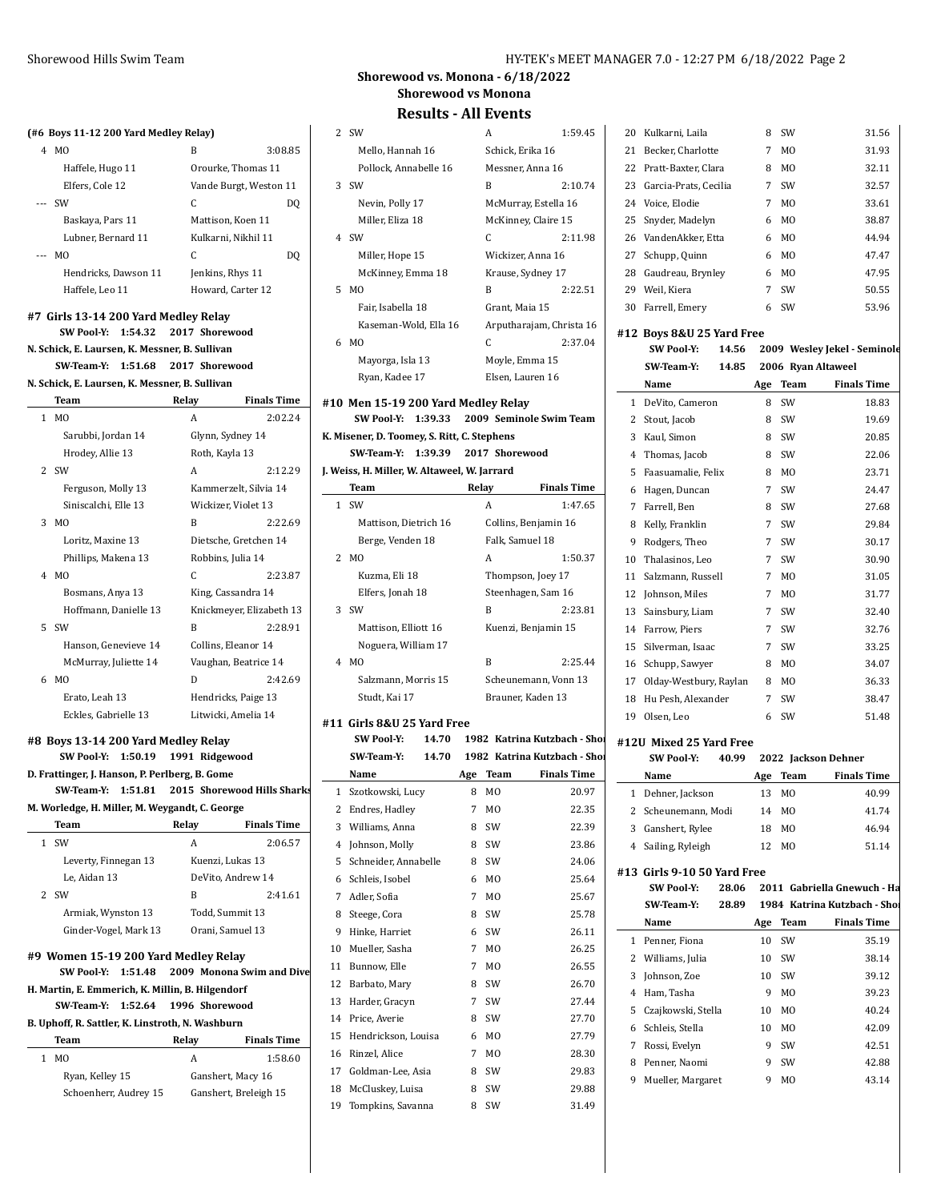## Shorewood vs. Monona - 6/18/2022

### Shorewood vs Monona

### Results - All Events

**(#6 Boys 11-12 200 Yard Medley Relay)**

| | Team | Relay | Finals Time |
|---|---|---|---|
| 4 | MO | B | 3:08.85 |
| | Haffele, Hugo 11 | Orourke, Thomas 11 | |
| | Elfers, Cole 12 | Vande Burgt, Weston 11 | |
| --- | SW | C | DQ |
| | Baskaya, Pars 11 | Mattison, Koen 11 | |
| | Lubner, Bernard 11 | Kulkarni, Nikhil 11 | |
| --- | MO | C | DQ |
| | Hendricks, Dawson 11 | Jenkins, Rhys 11 | |
| | Haffele, Leo 11 | Howard, Carter 12 | |

### #7 Girls 13-14 200 Yard Medley Relay

SW Pool-Y: 1:54.32 2017 Shorewood
N. Schick, E. Laursen, K. Messner, B. Sullivan
SW-Team-Y: 1:51.68 2017 Shorewood
N. Schick, E. Laursen, K. Messner, B. Sullivan

| | Team | Relay | Finals Time |
|---|---|---|---|
| 1 | MO | A | 2:02.24 |
| | Sarubbi, Jordan 14 | Glynn, Sydney 14 | |
| | Hrodey, Allie 13 | Roth, Kayla 13 | |
| 2 | SW | A | 2:12.29 |
| | Ferguson, Molly 13 | Kammerzelt, Silvia 14 | |
| | Siniscalchi, Elle 13 | Wickizer, Violet 13 | |
| 3 | MO | B | 2:22.69 |
| | Loritz, Maxine 13 | Dietsche, Gretchen 14 | |
| | Phillips, Makena 13 | Robbins, Julia 14 | |
| 4 | MO | C | 2:23.87 |
| | Bosmans, Anya 13 | King, Cassandra 14 | |
| | Hoffmann, Danielle 13 | Knickmeyer, Elizabeth 13 | |
| 5 | SW | B | 2:28.91 |
| | Hanson, Genevieve 14 | Collins, Eleanor 14 | |
| | McMurray, Juliette 14 | Vaughan, Beatrice 14 | |
| 6 | MO | D | 2:42.69 |
| | Erato, Leah 13 | Hendricks, Paige 13 | |
| | Eckles, Gabrielle 13 | Litwicki, Amelia 14 | |

### #8 Boys 13-14 200 Yard Medley Relay

SW Pool-Y: 1:50.19 1991 Ridgewood
D. Frattinger, J. Hanson, P. Perlberg, B. Gome
SW-Team-Y: 1:51.81 2015 Shorewood Hills Sharks
M. Worledge, H. Miller, M. Weygandt, C. George

| | Team | Relay | Finals Time |
|---|---|---|---|
| 1 | SW | A | 2:06.57 |
| | Leverty, Finnegan 13 | Kuenzi, Lukas 13 | |
| | Le, Aidan 13 | DeVito, Andrew 14 | |
| 2 | SW | B | 2:41.61 |
| | Armiak, Wynston 13 | Todd, Summit 13 | |
| | Ginder-Vogel, Mark 13 | Orani, Samuel 13 | |

### #9 Women 15-19 200 Yard Medley Relay

SW Pool-Y: 1:51.48 2009 Monona Swim and Dive
H. Martin, E. Emmerich, K. Millin, B. Hilgendorf
SW-Team-Y: 1:52.64 1996 Shorewood
B. Uphoff, R. Sattler, K. Linstroth, N. Washburn

| | Team | Relay | Finals Time |
|---|---|---|---|
| 1 | MO | A | 1:58.60 |
| | Ryan, Kelley 15 | Ganshert, Macy 16 | |
| | Schoenherr, Audrey 15 | Ganshert, Breleigh 15 | |
| 2 | SW | A | 1:59.45 |
| | Mello, Hannah 16 | Schick, Erika 16 | |
| | Pollock, Annabelle 16 | Messner, Anna 16 | |
| 3 | SW | B | 2:10.74 |
| | Nevin, Polly 17 | McMurray, Estella 16 | |
| | Miller, Eliza 18 | McKinney, Claire 15 | |
| 4 | SW | C | 2:11.98 |
| | Miller, Hope 15 | Wickizer, Anna 16 | |
| | McKinney, Emma 18 | Krause, Sydney 17 | |
| 5 | MO | B | 2:22.51 |
| | Fair, Isabella 18 | Grant, Maia 15 | |
| | Kaseman-Wold, Ella 16 | Arputharajam, Christa 16 | |
| 6 | MO | C | 2:37.04 |
| | Mayorga, Isla 13 | Moyle, Emma 15 | |
| | Ryan, Kadee 17 | Elsen, Lauren 16 | |

### #10 Men 15-19 200 Yard Medley Relay

SW Pool-Y: 1:39.33 2009 Seminole Swim Team
K. Misener, D. Toomey, S. Ritt, C. Stephens
SW-Team-Y: 1:39.39 2017 Shorewood
J. Weiss, H. Miller, W. Altaweel, W. Jarrard

| | Team | Relay | Finals Time |
|---|---|---|---|
| 1 | SW | A | 1:47.65 |
| | Mattison, Dietrich 16 | Collins, Benjamin 16 | |
| | Berge, Venden 18 | Falk, Samuel 18 | |
| 2 | MO | A | 1:50.37 |
| | Kuzma, Eli 18 | Thompson, Joey 17 | |
| | Elfers, Jonah 18 | Steenhagen, Sam 16 | |
| 3 | SW | B | 2:23.81 |
| | Mattison, Elliott 16 | Kuenzi, Benjamin 15 | |
| | Noguera, William 17 | | |
| 4 | MO | B | 2:25.44 |
| | Salzmann, Morris 15 | Scheunemann, Vonn 13 | |
| | Studt, Kai 17 | Brauner, Kaden 13 | |

### #11 Girls 8&U 25 Yard Free

SW Pool-Y: 14.70 1982 Katrina Kutzbach - Shor
SW-Team-Y: 14.70 1982 Katrina Kutzbach - Shor

| | Name | Age | Team | Finals Time |
|---|---|---|---|---|
| 1 | Szotkowski, Lucy | 8 | MO | 20.97 |
| 2 | Endres, Hadley | 7 | MO | 22.35 |
| 3 | Williams, Anna | 8 | SW | 22.39 |
| 4 | Johnson, Molly | 8 | SW | 23.86 |
| 5 | Schneider, Annabelle | 8 | SW | 24.06 |
| 6 | Schleis, Isobel | 6 | MO | 25.64 |
| 7 | Adler, Sofia | 7 | MO | 25.67 |
| 8 | Steege, Cora | 8 | SW | 25.78 |
| 9 | Hinke, Harriet | 6 | SW | 26.11 |
| 10 | Mueller, Sasha | 7 | MO | 26.25 |
| 11 | Bunnow, Elle | 7 | MO | 26.55 |
| 12 | Barbato, Mary | 8 | SW | 26.70 |
| 13 | Harder, Gracyn | 7 | SW | 27.44 |
| 14 | Price, Averie | 8 | SW | 27.70 |
| 15 | Hendrickson, Louisa | 6 | MO | 27.79 |
| 16 | Rinzel, Alice | 7 | MO | 28.30 |
| 17 | Goldman-Lee, Asia | 8 | SW | 29.83 |
| 18 | McCluskey, Luisa | 8 | SW | 29.88 |
| 19 | Tompkins, Savanna | 8 | SW | 31.49 |
| 20 | Kulkarni, Laila | 8 | SW | 31.56 |
| 21 | Becker, Charlotte | 7 | MO | 31.93 |
| 22 | Pratt-Baxter, Clara | 8 | MO | 32.11 |
| 23 | Garcia-Prats, Cecilia | 7 | SW | 32.57 |
| 24 | Voice, Elodie | 7 | MO | 33.61 |
| 25 | Snyder, Madelyn | 6 | MO | 38.87 |
| 26 | VandenAkker, Etta | 6 | MO | 44.94 |
| 27 | Schupp, Quinn | 6 | MO | 47.47 |
| 28 | Gaudreau, Brynley | 6 | MO | 47.95 |
| 29 | Weil, Kiera | 7 | SW | 50.55 |
| 30 | Farrell, Emery | 6 | SW | 53.96 |

### #12 Boys 8&U 25 Yard Free

SW Pool-Y: 14.56 2009 Wesley Jekel - Seminole
SW-Team-Y: 14.85 2006 Ryan Altaweel

| | Name | Age | Team | Finals Time |
|---|---|---|---|---|
| 1 | DeVito, Cameron | 8 | SW | 18.83 |
| 2 | Stout, Jacob | 8 | SW | 19.69 |
| 3 | Kaul, Simon | 8 | SW | 20.85 |
| 4 | Thomas, Jacob | 8 | SW | 22.06 |
| 5 | Faasuamalie, Felix | 8 | MO | 23.71 |
| 6 | Hagen, Duncan | 7 | SW | 24.47 |
| 7 | Farrell, Ben | 8 | SW | 27.68 |
| 8 | Kelly, Franklin | 7 | SW | 29.84 |
| 9 | Rodgers, Theo | 7 | SW | 30.17 |
| 10 | Thalasinos, Leo | 7 | SW | 30.90 |
| 11 | Salzmann, Russell | 7 | MO | 31.05 |
| 12 | Johnson, Miles | 7 | MO | 31.77 |
| 13 | Sainsbury, Liam | 7 | SW | 32.40 |
| 14 | Farrow, Piers | 7 | SW | 32.76 |
| 15 | Silverman, Isaac | 7 | SW | 33.25 |
| 16 | Schupp, Sawyer | 8 | MO | 34.07 |
| 17 | Olday-Westbury, Raylan | 8 | MO | 36.33 |
| 18 | Hu Pesh, Alexander | 7 | SW | 38.47 |
| 19 | Olsen, Leo | 6 | SW | 51.48 |

### #12U Mixed 25 Yard Free

SW Pool-Y: 40.99 2022 Jackson Dehner

| | Name | Age | Team | Finals Time |
|---|---|---|---|---|
| 1 | Dehner, Jackson | 13 | MO | 40.99 |
| 2 | Scheunemann, Modi | 14 | MO | 41.74 |
| 3 | Ganshert, Rylee | 18 | MO | 46.94 |
| 4 | Sailing, Ryleigh | 12 | MO | 51.14 |

### #13 Girls 9-10 50 Yard Free

SW Pool-Y: 28.06 2011 Gabriella Gnewuch - Ha
SW-Team-Y: 28.89 1984 Katrina Kutzbach - Shor

| | Name | Age | Team | Finals Time |
|---|---|---|---|---|
| 1 | Penner, Fiona | 10 | SW | 35.19 |
| 2 | Williams, Julia | 10 | SW | 38.14 |
| 3 | Johnson, Zoe | 10 | SW | 39.12 |
| 4 | Ham, Tasha | 9 | MO | 39.23 |
| 5 | Czajkowski, Stella | 10 | MO | 40.24 |
| 6 | Schleis, Stella | 10 | MO | 42.09 |
| 7 | Rossi, Evelyn | 9 | SW | 42.51 |
| 8 | Penner, Naomi | 9 | SW | 42.88 |
| 9 | Mueller, Margaret | 9 | MO | 43.14 |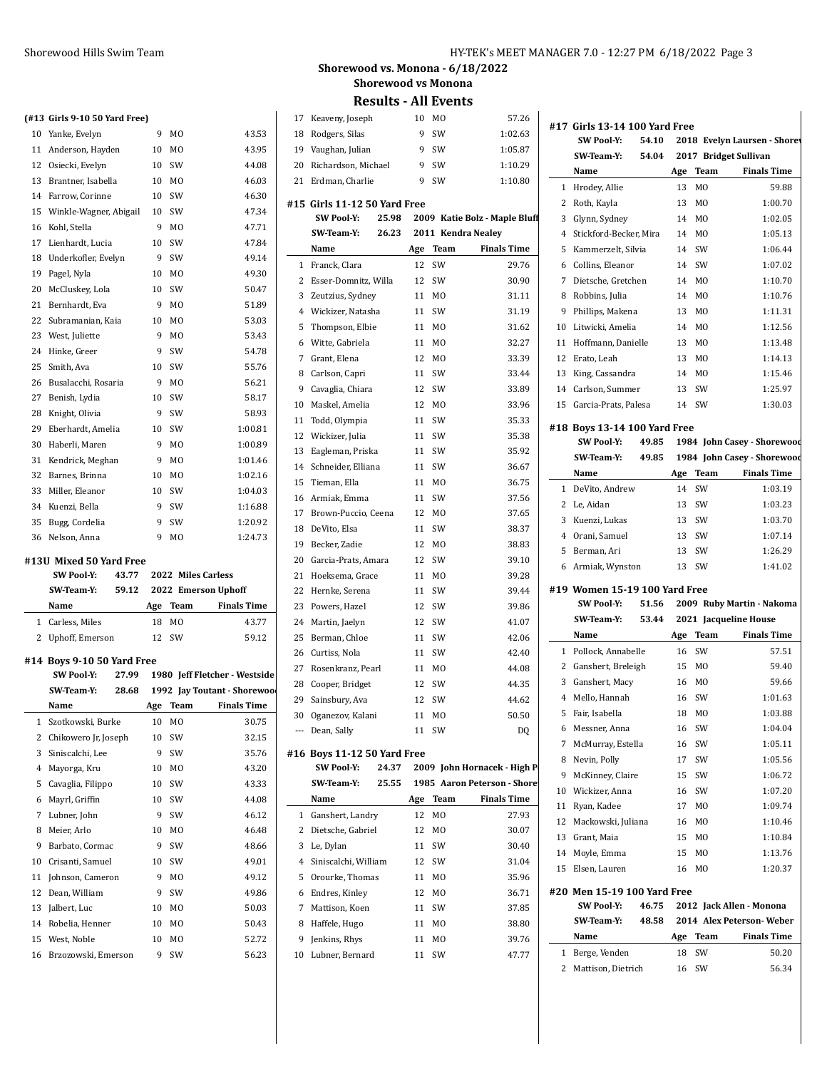Shorewood vs. Monona - 6/18/2022

Shorewood vs Monona

## Results - All Events

### (#13 Girls 9-10 50 Yard Free)

| | Name | Age | Team | Finals Time |
|---|---|---|---|---|
| 10 | Yanke, Evelyn | 9 | MO | 43.53 |
| 11 | Anderson, Hayden | 10 | MO | 43.95 |
| 12 | Osiecki, Evelyn | 10 | SW | 44.08 |
| 13 | Brantner, Isabella | 10 | MO | 46.03 |
| 14 | Farrow, Corinne | 10 | SW | 46.30 |
| 15 | Winkle-Wagner, Abigail | 10 | SW | 47.34 |
| 16 | Kohl, Stella | 9 | MO | 47.71 |
| 17 | Lienhardt, Lucia | 10 | SW | 47.84 |
| 18 | Underkofler, Evelyn | 9 | SW | 49.14 |
| 19 | Pagel, Nyla | 10 | MO | 49.30 |
| 20 | McCluskey, Lola | 10 | SW | 50.47 |
| 21 | Bernhardt, Eva | 9 | MO | 51.89 |
| 22 | Subramanian, Kaia | 10 | MO | 53.03 |
| 23 | West, Juliette | 9 | MO | 53.43 |
| 24 | Hinke, Greer | 9 | SW | 54.78 |
| 25 | Smith, Ava | 10 | SW | 55.76 |
| 26 | Busalacchi, Rosaria | 9 | MO | 56.21 |
| 27 | Benish, Lydia | 10 | SW | 58.17 |
| 28 | Knight, Olivia | 9 | SW | 58.93 |
| 29 | Eberhardt, Amelia | 10 | SW | 1:00.81 |
| 30 | Haberli, Maren | 9 | MO | 1:00.89 |
| 31 | Kendrick, Meghan | 9 | MO | 1:01.46 |
| 32 | Barnes, Brinna | 10 | MO | 1:02.16 |
| 33 | Miller, Eleanor | 10 | SW | 1:04.03 |
| 34 | Kuenzi, Bella | 9 | SW | 1:16.88 |
| 35 | Bugg, Cordelia | 9 | SW | 1:20.92 |
| 36 | Nelson, Anna | 9 | MO | 1:24.73 |

### #13U Mixed 50 Yard Free

SW Pool-Y: 43.77 2022 Miles Carless

SW-Team-Y: 59.12 2022 Emerson Uphoff

| | Name | Age | Team | Finals Time |
|---|---|---|---|---|
| 1 | Carless, Miles | 18 | MO | 43.77 |
| 2 | Uphoff, Emerson | 12 | SW | 59.12 |

### #14 Boys 9-10 50 Yard Free

SW Pool-Y: 27.99 1980 Jeff Fletcher - Westside

SW-Team-Y: 28.68 1992 Jay Toutant - Shorewood

| | Name | Age | Team | Finals Time |
|---|---|---|---|---|
| 1 | Szotkowski, Burke | 10 | MO | 30.75 |
| 2 | Chikowero Jr, Joseph | 10 | SW | 32.15 |
| 3 | Siniscalchi, Lee | 9 | SW | 35.76 |
| 4 | Mayorga, Kru | 10 | MO | 43.20 |
| 5 | Cavaglia, Filippo | 10 | SW | 43.33 |
| 6 | Mayrl, Griffin | 10 | SW | 44.08 |
| 7 | Lubner, John | 9 | SW | 46.12 |
| 8 | Meier, Arlo | 10 | MO | 46.48 |
| 9 | Barbato, Cormac | 9 | SW | 48.66 |
| 10 | Crisanti, Samuel | 10 | SW | 49.01 |
| 11 | Johnson, Cameron | 9 | MO | 49.12 |
| 12 | Dean, William | 9 | SW | 49.86 |
| 13 | Jalbert, Luc | 10 | MO | 50.03 |
| 14 | Robelia, Henner | 10 | MO | 50.43 |
| 15 | West, Noble | 10 | MO | 52.72 |
| 16 | Brzozowski, Emerson | 9 | SW | 56.23 |
| 17 | Keaveny, Joseph | 10 | MO | 57.26 |
| 18 | Rodgers, Silas | 9 | SW | 1:02.63 |
| 19 | Vaughan, Julian | 9 | SW | 1:05.87 |
| 20 | Richardson, Michael | 9 | SW | 1:10.29 |
| 21 | Erdman, Charlie | 9 | SW | 1:10.80 |

### #15 Girls 11-12 50 Yard Free

SW Pool-Y: 25.98 2009 Katie Bolz - Maple Bluff

SW-Team-Y: 26.23 2011 Kendra Nealey

| | Name | Age | Team | Finals Time |
|---|---|---|---|---|
| 1 | Franck, Clara | 12 | SW | 29.76 |
| 2 | Esser-Domnitz, Willa | 12 | SW | 30.90 |
| 3 | Zeutzius, Sydney | 11 | MO | 31.11 |
| 4 | Wickizer, Natasha | 11 | SW | 31.19 |
| 5 | Thompson, Elbie | 11 | MO | 31.62 |
| 6 | Witte, Gabriela | 11 | MO | 32.27 |
| 7 | Grant, Elena | 12 | MO | 33.39 |
| 8 | Carlson, Capri | 11 | SW | 33.44 |
| 9 | Cavaglia, Chiara | 12 | SW | 33.89 |
| 10 | Maskel, Amelia | 12 | MO | 33.96 |
| 11 | Todd, Olympia | 11 | SW | 35.33 |
| 12 | Wickizer, Julia | 11 | SW | 35.38 |
| 13 | Eagleman, Priska | 11 | SW | 35.92 |
| 14 | Schneider, Elliana | 11 | SW | 36.67 |
| 15 | Tieman, Ella | 11 | MO | 36.75 |
| 16 | Armiak, Emma | 11 | SW | 37.56 |
| 17 | Brown-Puccio, Ceena | 12 | MO | 37.65 |
| 18 | DeVito, Elsa | 11 | SW | 38.37 |
| 19 | Becker, Zadie | 12 | MO | 38.83 |
| 20 | Garcia-Prats, Amara | 12 | SW | 39.10 |
| 21 | Hoeksema, Grace | 11 | MO | 39.28 |
| 22 | Hernke, Serena | 11 | SW | 39.44 |
| 23 | Powers, Hazel | 12 | SW | 39.86 |
| 24 | Martin, Jaelyn | 12 | SW | 41.07 |
| 25 | Berman, Chloe | 11 | SW | 42.06 |
| 26 | Curtiss, Nola | 11 | SW | 42.40 |
| 27 | Rosenkranz, Pearl | 11 | MO | 44.08 |
| 28 | Cooper, Bridget | 12 | SW | 44.35 |
| 29 | Sainsbury, Ava | 12 | SW | 44.62 |
| 30 | Oganezov, Kalani | 11 | MO | 50.50 |
| --- | Dean, Sally | 11 | SW | DQ |

### #16 Boys 11-12 50 Yard Free

SW Pool-Y: 24.37 2009 John Hornacek - High P

SW-Team-Y: 25.55 1985 Aaron Peterson - Shore

| | Name | Age | Team | Finals Time |
|---|---|---|---|---|
| 1 | Ganshert, Landry | 12 | MO | 27.93 |
| 2 | Dietsche, Gabriel | 12 | MO | 30.07 |
| 3 | Le, Dylan | 11 | SW | 30.40 |
| 4 | Siniscalchi, William | 12 | SW | 31.04 |
| 5 | Orourke, Thomas | 11 | MO | 35.96 |
| 6 | Endres, Kinley | 12 | MO | 36.71 |
| 7 | Mattison, Koen | 11 | SW | 37.85 |
| 8 | Haffele, Hugo | 11 | MO | 38.80 |
| 9 | Jenkins, Rhys | 11 | MO | 39.76 |
| 10 | Lubner, Bernard | 11 | SW | 47.77 |

### #17 Girls 13-14 100 Yard Free

SW Pool-Y: 54.10 2018 Evelyn Laursen - Shore

SW-Team-Y: 54.04 2017 Bridget Sullivan

| | Name | Age | Team | Finals Time |
|---|---|---|---|---|
| 1 | Hrodey, Allie | 13 | MO | 59.88 |
| 2 | Roth, Kayla | 13 | MO | 1:00.70 |
| 3 | Glynn, Sydney | 14 | MO | 1:02.05 |
| 4 | Stickford-Becker, Mira | 14 | MO | 1:05.13 |
| 5 | Kammerzelt, Silvia | 14 | SW | 1:06.44 |
| 6 | Collins, Eleanor | 14 | SW | 1:07.02 |
| 7 | Dietsche, Gretchen | 14 | MO | 1:10.70 |
| 8 | Robbins, Julia | 14 | MO | 1:10.76 |
| 9 | Phillips, Makena | 13 | MO | 1:11.31 |
| 10 | Litwicki, Amelia | 14 | MO | 1:12.56 |
| 11 | Hoffmann, Danielle | 13 | MO | 1:13.48 |
| 12 | Erato, Leah | 13 | MO | 1:14.13 |
| 13 | King, Cassandra | 14 | MO | 1:15.46 |
| 14 | Carlson, Summer | 13 | SW | 1:25.97 |
| 15 | Garcia-Prats, Palesa | 14 | SW | 1:30.03 |

### #18 Boys 13-14 100 Yard Free

SW Pool-Y: 49.85 1984 John Casey - Shorewood

SW-Team-Y: 49.85 1984 John Casey - Shorewood

| | Name | Age | Team | Finals Time |
|---|---|---|---|---|
| 1 | DeVito, Andrew | 14 | SW | 1:03.19 |
| 2 | Le, Aidan | 13 | SW | 1:03.23 |
| 3 | Kuenzi, Lukas | 13 | SW | 1:03.70 |
| 4 | Orani, Samuel | 13 | SW | 1:07.14 |
| 5 | Berman, Ari | 13 | SW | 1:26.29 |
| 6 | Armiak, Wynston | 13 | SW | 1:41.02 |

### #19 Women 15-19 100 Yard Free

SW Pool-Y: 51.56 2009 Ruby Martin - Nakoma

SW-Team-Y: 53.44 2021 Jacqueline House

| | Name | Age | Team | Finals Time |
|---|---|---|---|---|
| 1 | Pollock, Annabelle | 16 | SW | 57.51 |
| 2 | Ganshert, Breleigh | 15 | MO | 59.40 |
| 3 | Ganshert, Macy | 16 | MO | 59.66 |
| 4 | Mello, Hannah | 16 | SW | 1:01.63 |
| 5 | Fair, Isabella | 18 | MO | 1:03.88 |
| 6 | Messner, Anna | 16 | SW | 1:04.04 |
| 7 | McMurray, Estella | 16 | SW | 1:05.11 |
| 8 | Nevin, Polly | 17 | SW | 1:05.56 |
| 9 | McKinney, Claire | 15 | SW | 1:06.72 |
| 10 | Wickizer, Anna | 16 | SW | 1:07.20 |
| 11 | Ryan, Kadee | 17 | MO | 1:09.74 |
| 12 | Mackowski, Juliana | 16 | MO | 1:10.46 |
| 13 | Grant, Maia | 15 | MO | 1:10.84 |
| 14 | Moyle, Emma | 15 | MO | 1:13.76 |
| 15 | Elsen, Lauren | 16 | MO | 1:20.37 |

### #20 Men 15-19 100 Yard Free

SW Pool-Y: 46.75 2012 Jack Allen - Monona

SW-Team-Y: 48.58 2014 Alex Peterson- Weber

| | Name | Age | Team | Finals Time |
|---|---|---|---|---|
| 1 | Berge, Venden | 18 | SW | 50.20 |
| 2 | Mattison, Dietrich | 16 | SW | 56.34 |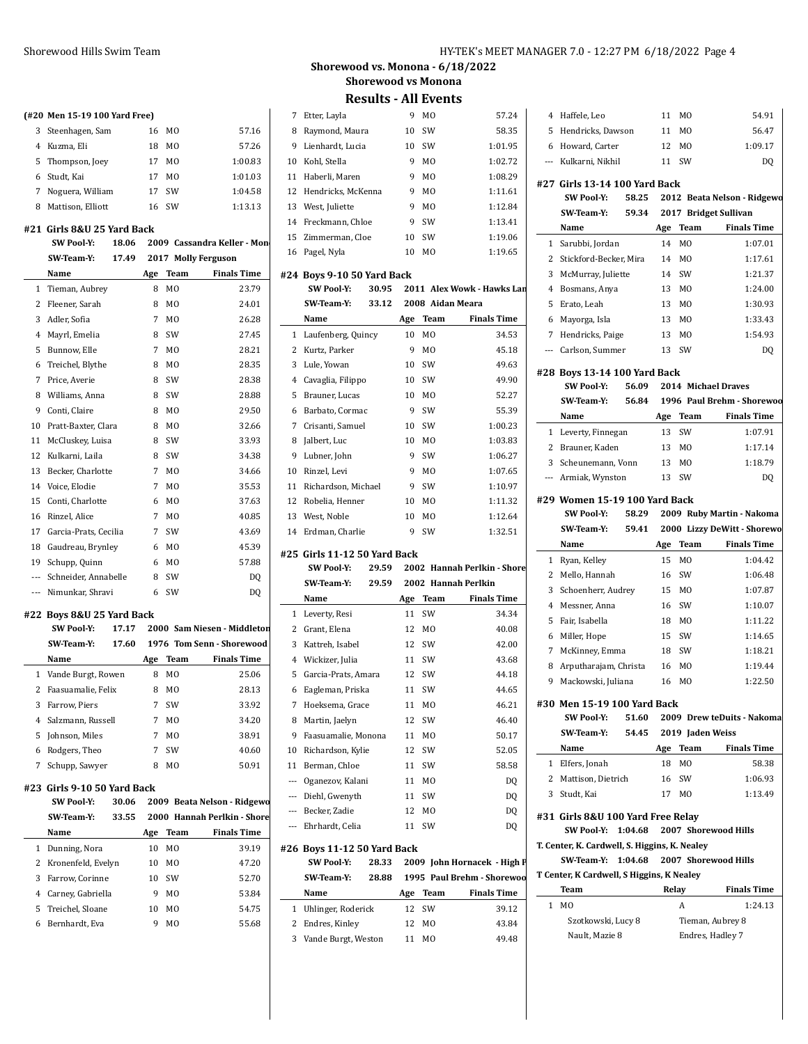## Shorewood vs. Monona - 6/18/2022
### Shorewood vs Monona
### Results - All Events

**(#20 Men 15-19 100 Yard Free)**

| | Name | Age | Team | Finals Time |
|---|---|---|---|---|
| 3 | Steenhagen, Sam | 16 | MO | 57.16 |
| 4 | Kuzma, Eli | 18 | MO | 57.26 |
| 5 | Thompson, Joey | 17 | MO | 1:00.83 |
| 6 | Studt, Kai | 17 | MO | 1:01.03 |
| 7 | Noguera, William | 17 | SW | 1:04.58 |
| 8 | Mattison, Elliott | 16 | SW | 1:13.13 |

#### #21 Girls 8&U 25 Yard Back

SW Pool-Y: 18.06 2009 Cassandra Keller - Mon

SW-Team-Y: 17.49 2017 Molly Ferguson

| | Name | Age | Team | Finals Time |
|---|---|---|---|---|
| 1 | Tieman, Aubrey | 8 | MO | 23.79 |
| 2 | Fleener, Sarah | 8 | MO | 24.01 |
| 3 | Adler, Sofia | 7 | MO | 26.28 |
| 4 | Mayrl, Emelia | 8 | SW | 27.45 |
| 5 | Bunnow, Elle | 7 | MO | 28.21 |
| 6 | Treichel, Blythe | 8 | MO | 28.35 |
| 7 | Price, Averie | 8 | SW | 28.38 |
| 8 | Williams, Anna | 8 | SW | 28.88 |
| 9 | Conti, Claire | 8 | MO | 29.50 |
| 10 | Pratt-Baxter, Clara | 8 | MO | 32.66 |
| 11 | McCluskey, Luisa | 8 | SW | 33.93 |
| 12 | Kulkarni, Laila | 8 | SW | 34.38 |
| 13 | Becker, Charlotte | 7 | MO | 34.66 |
| 14 | Voice, Elodie | 7 | MO | 35.53 |
| 15 | Conti, Charlotte | 6 | MO | 37.63 |
| 16 | Rinzel, Alice | 7 | MO | 40.85 |
| 17 | Garcia-Prats, Cecilia | 7 | SW | 43.69 |
| 18 | Gaudreau, Brynley | 6 | MO | 45.39 |
| 19 | Schupp, Quinn | 6 | MO | 57.88 |
| --- | Schneider, Annabelle | 8 | SW | DQ |
| --- | Nimunkar, Shravi | 6 | SW | DQ |

#### #22 Boys 8&U 25 Yard Back

SW Pool-Y: 17.17 2000 Sam Niesen - Middleton

SW-Team-Y: 17.60 1976 Tom Senn - Shorewood

| | Name | Age | Team | Finals Time |
|---|---|---|---|---|
| 1 | Vande Burgt, Rowen | 8 | MO | 25.06 |
| 2 | Faasuamalie, Felix | 8 | MO | 28.13 |
| 3 | Farrow, Piers | 7 | SW | 33.92 |
| 4 | Salzmann, Russell | 7 | MO | 34.20 |
| 5 | Johnson, Miles | 7 | MO | 38.91 |
| 6 | Rodgers, Theo | 7 | SW | 40.60 |
| 7 | Schupp, Sawyer | 8 | MO | 50.91 |

#### #23 Girls 9-10 50 Yard Back

SW Pool-Y: 30.06 2009 Beata Nelson - Ridgewo

SW-Team-Y: 33.55 2000 Hannah Perlkin - Shore

| | Name | Age | Team | Finals Time |
|---|---|---|---|---|
| 1 | Dunning, Nora | 10 | MO | 39.19 |
| 2 | Kronenfeld, Evelyn | 10 | MO | 47.20 |
| 3 | Farrow, Corinne | 10 | SW | 52.70 |
| 4 | Carney, Gabriella | 9 | MO | 53.84 |
| 5 | Treichel, Sloane | 10 | MO | 54.75 |
| 6 | Bernhardt, Eva | 9 | MO | 55.68 |
| 7 | Etter, Layla | 9 | MO | 57.24 |
| 8 | Raymond, Maura | 10 | SW | 58.35 |
| 9 | Lienhardt, Lucia | 10 | SW | 1:01.95 |
| 10 | Kohl, Stella | 9 | MO | 1:02.72 |
| 11 | Haberli, Maren | 9 | MO | 1:08.29 |
| 12 | Hendricks, McKenna | 9 | MO | 1:11.61 |
| 13 | West, Juliette | 9 | MO | 1:12.84 |
| 14 | Freckmann, Chloe | 9 | SW | 1:13.41 |
| 15 | Zimmerman, Cloe | 10 | SW | 1:19.06 |
| 16 | Pagel, Nyla | 10 | MO | 1:19.65 |

#### #24 Boys 9-10 50 Yard Back

SW Pool-Y: 30.95 2011 Alex Wowk - Hawks Lan

SW-Team-Y: 33.12 2008 Aidan Meara

| | Name | Age | Team | Finals Time |
|---|---|---|---|---|
| 1 | Laufenberg, Quincy | 10 | MO | 34.53 |
| 2 | Kurtz, Parker | 9 | MO | 45.18 |
| 3 | Lule, Yowan | 10 | SW | 49.63 |
| 4 | Cavaglia, Filippo | 10 | SW | 49.90 |
| 5 | Brauner, Lucas | 10 | MO | 52.27 |
| 6 | Barbato, Cormac | 9 | SW | 55.39 |
| 7 | Crisanti, Samuel | 10 | SW | 1:00.23 |
| 8 | Jalbert, Luc | 10 | MO | 1:03.83 |
| 9 | Lubner, John | 9 | SW | 1:06.27 |
| 10 | Rinzel, Levi | 9 | MO | 1:07.65 |
| 11 | Richardson, Michael | 9 | SW | 1:10.97 |
| 12 | Robelia, Henner | 10 | MO | 1:11.32 |
| 13 | West, Noble | 10 | MO | 1:12.64 |
| 14 | Erdman, Charlie | 9 | SW | 1:32.51 |

#### #25 Girls 11-12 50 Yard Back

SW Pool-Y: 29.59 2002 Hannah Perlkin - Shore

SW-Team-Y: 29.59 2002 Hannah Perlkin

| | Name | Age | Team | Finals Time |
|---|---|---|---|---|
| 1 | Leverty, Resi | 11 | SW | 34.34 |
| 2 | Grant, Elena | 12 | MO | 40.08 |
| 3 | Kattreh, Isabel | 12 | SW | 42.00 |
| 4 | Wickizer, Julia | 11 | SW | 43.68 |
| 5 | Garcia-Prats, Amara | 12 | SW | 44.18 |
| 6 | Eagleman, Priska | 11 | SW | 44.65 |
| 7 | Hoeksema, Grace | 11 | MO | 46.21 |
| 8 | Martin, Jaelyn | 12 | SW | 46.40 |
| 9 | Faasuamalie, Monona | 11 | MO | 50.17 |
| 10 | Richardson, Kylie | 12 | SW | 52.05 |
| 11 | Berman, Chloe | 11 | SW | 58.58 |
| --- | Oganezov, Kalani | 11 | MO | DQ |
| --- | Diehl, Gwenyth | 11 | SW | DQ |
| --- | Becker, Zadie | 12 | MO | DQ |
| --- | Ehrhardt, Celia | 11 | SW | DQ |

#### #26 Boys 11-12 50 Yard Back

SW Pool-Y: 28.33 2009 John Hornacek - High P

SW-Team-Y: 28.88 1995 Paul Brehm - Shorewoo

| | Name | Age | Team | Finals Time |
|---|---|---|---|---|
| 1 | Uhlinger, Roderick | 12 | SW | 39.12 |
| 2 | Endres, Kinley | 12 | MO | 43.84 |
| 3 | Vande Burgt, Weston | 11 | MO | 49.48 |
| 4 | Haffele, Leo | 11 | MO | 54.91 |
| 5 | Hendricks, Dawson | 11 | MO | 56.47 |
| 6 | Howard, Carter | 12 | MO | 1:09.17 |
| --- | Kulkarni, Nikhil | 11 | SW | DQ |

#### #27 Girls 13-14 100 Yard Back

SW Pool-Y: 58.25 2012 Beata Nelson - Ridgewo

SW-Team-Y: 59.34 2017 Bridget Sullivan

| | Name | Age | Team | Finals Time |
|---|---|---|---|---|
| 1 | Sarubbi, Jordan | 14 | MO | 1:07.01 |
| 2 | Stickford-Becker, Mira | 14 | MO | 1:17.61 |
| 3 | McMurray, Juliette | 14 | SW | 1:21.37 |
| 4 | Bosmans, Anya | 13 | MO | 1:24.00 |
| 5 | Erato, Leah | 13 | MO | 1:30.93 |
| 6 | Mayorga, Isla | 13 | MO | 1:33.43 |
| 7 | Hendricks, Paige | 13 | MO | 1:54.93 |
| --- | Carlson, Summer | 13 | SW | DQ |

#### #28 Boys 13-14 100 Yard Back

SW Pool-Y: 56.09 2014 Michael Draves

SW-Team-Y: 56.84 1996 Paul Brehm - Shorewoo

| | Name | Age | Team | Finals Time |
|---|---|---|---|---|
| 1 | Leverty, Finnegan | 13 | SW | 1:07.91 |
| 2 | Brauner, Kaden | 13 | MO | 1:17.14 |
| 3 | Scheunemann, Vonn | 13 | MO | 1:18.79 |
| --- | Armiak, Wynston | 13 | SW | DQ |

#### #29 Women 15-19 100 Yard Back

SW Pool-Y: 58.29 2009 Ruby Martin - Nakoma

SW-Team-Y: 59.41 2000 Lizzy DeWitt - Shorewo

| | Name | Age | Team | Finals Time |
|---|---|---|---|---|
| 1 | Ryan, Kelley | 15 | MO | 1:04.42 |
| 2 | Mello, Hannah | 16 | SW | 1:06.48 |
| 3 | Schoenherr, Audrey | 15 | MO | 1:07.87 |
| 4 | Messner, Anna | 16 | SW | 1:10.07 |
| 5 | Fair, Isabella | 18 | MO | 1:11.22 |
| 6 | Miller, Hope | 15 | SW | 1:14.65 |
| 7 | McKinney, Emma | 18 | SW | 1:18.21 |
| 8 | Arputharajam, Christa | 16 | MO | 1:19.44 |
| 9 | Mackowski, Juliana | 16 | MO | 1:22.50 |

#### #30 Men 15-19 100 Yard Back

SW Pool-Y: 51.60 2009 Drew teDuits - Nakoma

SW-Team-Y: 54.45 2019 Jaden Weiss

| | Name | Age | Team | Finals Time |
|---|---|---|---|---|
| 1 | Elfers, Jonah | 18 | MO | 58.38 |
| 2 | Mattison, Dietrich | 16 | SW | 1:06.93 |
| 3 | Studt, Kai | 17 | MO | 1:13.49 |

#### #31 Girls 8&U 100 Yard Free Relay

SW Pool-Y: 1:04.68 2007 Shorewood Hills

T. Center, K. Cardwell, S. Higgins, K. Nealey

SW-Team-Y: 1:04.68 2007 Shorewood Hills

T Center, K Cardwell, S Higgins, K Nealey

| | Team | Relay | Finals Time |
|---|---|---|---|
| 1 | MO | A | 1:24.13 |
| | Szotkowski, Lucy 8 | Tieman, Aubrey 8 | |
| | Nault, Mazie 8 | Endres, Hadley 7 | |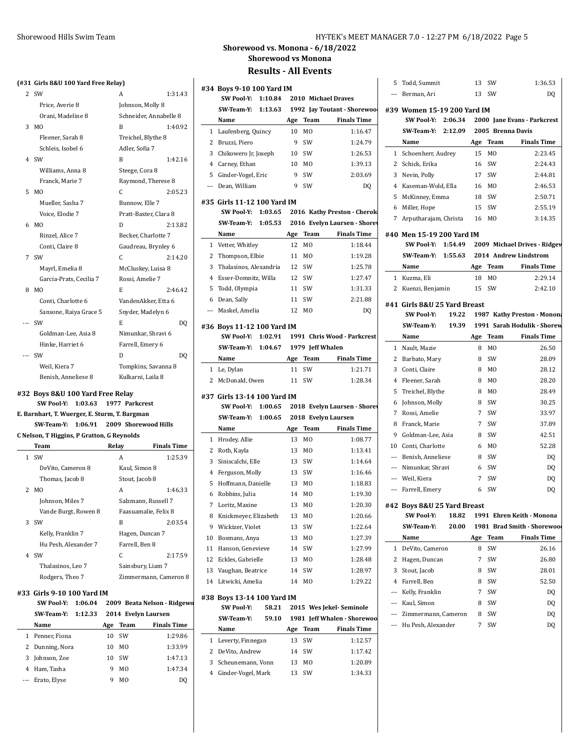## Shorewood vs. Monona - 6/18/2022
### Shorewood vs Monona
### Results - All Events

**(#31 Girls 8&U 100 Yard Free Relay)**

| | Team | Relay | Finals Time |
|---|---|---|---|
| 2 | SW | A | 1:31.43 |
| | Price, Averie 8 | Johnson, Molly 8 | |
| | Orani, Madeline 8 | Schneider, Annabelle 8 | |
| 3 | MO | B | 1:40.92 |
| | Fleener, Sarah 8 | Treichel, Blythe 8 | |
| | Schleis, Isobel 6 | Adler, Sofia 7 | |
| 4 | SW | B | 1:42.16 |
| | Williams, Anna 8 | Steege, Cora 8 | |
| | Franck, Marie 7 | Raymond, Therese 8 | |
| 5 | MO | C | 2:05.23 |
| | Mueller, Sasha 7 | Bunnow, Elle 7 | |
| | Voice, Elodie 7 | Pratt-Baxter, Clara 8 | |
| 6 | MO | D | 2:13.82 |
| | Rinzel, Alice 7 | Becker, Charlotte 7 | |
| | Conti, Claire 8 | Gaudreau, Brynley 6 | |
| 7 | SW | C | 2:14.20 |
| | Mayrl, Emelia 8 | McCluskey, Luisa 8 | |
| | Garcia-Prats, Cecilia 7 | Rossi, Amelie 7 | |
| 8 | MO | E | 2:46.42 |
| | Conti, Charlotte 6 | VandenAkker, Etta 6 | |
| | Sansone, Raiya Grace 5 | Snyder, Madelyn 6 | |
| --- | SW | E | DQ |
| | Goldman-Lee, Asia 8 | Nimunkar, Shravi 6 | |
| | Hinke, Harriet 6 | Farrell, Emery 6 | |
| --- | SW | D | DQ |
| | Weil, Kiera 7 | Tompkins, Savanna 8 | |
| | Benish, Anneliese 8 | Kulkarni, Laila 8 | |

**#32 Boys 8&U 100 Yard Free Relay**

SW Pool-Y: 1:03.63 1977 Parkcrest
E. Barnhart, T. Wuerger, E. Sturm, T. Bargman
SW-Team-Y: 1:06.91 2009 Shorewood Hills
C Nelson, T Higgins, P Gratton, G Reynolds

| | Team | Relay | Finals Time |
|---|---|---|---|
| 1 | SW | A | 1:25.39 |
| | DeVito, Cameron 8 | Kaul, Simon 8 | |
| | Thomas, Jacob 8 | Stout, Jacob 8 | |
| 2 | MO | A | 1:46.33 |
| | Johnson, Miles 7 | Salzmann, Russell 7 | |
| | Vande Burgt, Rowen 8 | Faasuamalie, Felix 8 | |
| 3 | SW | B | 2:03.54 |
| | Kelly, Franklin 7 | Hagen, Duncan 7 | |
| | Hu Pesh, Alexander 7 | Farrell, Ben 8 | |
| 4 | SW | C | 2:17.59 |
| | Thalasinos, Leo 7 | Sainsbury, Liam 7 | |
| | Rodgers, Theo 7 | Zimmermann, Cameron 8 | |

**#33 Girls 9-10 100 Yard IM**

SW Pool-Y: 1:06.04 2009 Beata Nelson - Ridgewo
SW-Team-Y: 1:12.33 2014 Evelyn Laursen

| | Name | Age | Team | Finals Time |
|---|---|---|---|---|
| 1 | Penner, Fiona | 10 | SW | 1:29.86 |
| 2 | Dunning, Nora | 10 | MO | 1:33.99 |
| 3 | Johnson, Zoe | 10 | SW | 1:47.13 |
| 4 | Ham, Tasha | 9 | MO | 1:47.34 |
| --- | Erato, Elyse | 9 | MO | DQ |

**#34 Boys 9-10 100 Yard IM**

SW Pool-Y: 1:10.84 2010 Michael Draves
SW-Team-Y: 1:13.63 1992 Jay Toutant - Shorewoo

| | Name | Age | Team | Finals Time |
|---|---|---|---|---|
| 1 | Laufenberg, Quincy | 10 | MO | 1:16.47 |
| 2 | Bruzzi, Piero | 9 | SW | 1:24.79 |
| 3 | Chikowero Jr, Joseph | 10 | SW | 1:26.53 |
| 4 | Carney, Ethan | 10 | MO | 1:39.13 |
| 5 | Ginder-Vogel, Eric | 9 | SW | 2:03.69 |
| --- | Dean, William | 9 | SW | DQ |

**#35 Girls 11-12 100 Yard IM**

SW Pool-Y: 1:03.65 2016 Kathy Preston - Cherok
SW-Team-Y: 1:05.53 2016 Evelyn Laursen - Shorev

| | Name | Age | Team | Finals Time |
|---|---|---|---|---|
| 1 | Vetter, Whitley | 12 | MO | 1:18.44 |
| 2 | Thompson, Elbie | 11 | MO | 1:19.28 |
| 3 | Thalasinos, Alexandria | 12 | SW | 1:25.78 |
| 4 | Esser-Domnitz, Willa | 12 | SW | 1:27.47 |
| 5 | Todd, Olympia | 11 | SW | 1:31.33 |
| 6 | Dean, Sally | 11 | SW | 2:21.88 |
| --- | Maskel, Amelia | 12 | MO | DQ |

**#36 Boys 11-12 100 Yard IM**

SW Pool-Y: 1:02.91 1991 Chris Wood - Parkcrest
SW-Team-Y: 1:04.67 1979 Jeff Whalen

| | Name | Age | Team | Finals Time |
|---|---|---|---|---|
| 1 | Le, Dylan | 11 | SW | 1:21.71 |
| 2 | McDonald, Owen | 11 | SW | 1:28.34 |

**#37 Girls 13-14 100 Yard IM**

SW Pool-Y: 1:00.65 2018 Evelyn Laursen - Shorev
SW-Team-Y: 1:00.65 2018 Evelyn Laursen

| | Name | Age | Team | Finals Time |
|---|---|---|---|---|
| 1 | Hrodey, Allie | 13 | MO | 1:08.77 |
| 2 | Roth, Kayla | 13 | MO | 1:13.41 |
| 3 | Siniscalchi, Elle | 13 | SW | 1:14.64 |
| 4 | Ferguson, Molly | 13 | SW | 1:16.46 |
| 5 | Hoffmann, Danielle | 13 | MO | 1:18.83 |
| 6 | Robbins, Julia | 14 | MO | 1:19.30 |
| 7 | Loritz, Maxine | 13 | MO | 1:20.30 |
| 8 | Knickmeyer, Elizabeth | 13 | MO | 1:20.66 |
| 9 | Wickizer, Violet | 13 | SW | 1:22.64 |
| 10 | Bosmans, Anya | 13 | MO | 1:27.39 |
| 11 | Hanson, Genevieve | 14 | SW | 1:27.99 |
| 12 | Eckles, Gabrielle | 13 | MO | 1:28.48 |
| 13 | Vaughan, Beatrice | 14 | SW | 1:28.97 |
| 14 | Litwicki, Amelia | 14 | MO | 1:29.22 |

**#38 Boys 13-14 100 Yard IM**

SW Pool-Y: 58.21 2015 Wes Jekel- Seminole
SW-Team-Y: 59.10 1981 Jeff Whalen - Shorewo

| | Name | Age | Team | Finals Time |
|---|---|---|---|---|
| 1 | Leverty, Finnegan | 13 | SW | 1:12.57 |
| 2 | DeVito, Andrew | 14 | SW | 1:17.42 |
| 3 | Scheunemann, Vonn | 13 | MO | 1:20.89 |
| 4 | Ginder-Vogel, Mark | 13 | SW | 1:34.33 |
| 5 | Todd, Summit | 13 | SW | 1:36.53 |
| --- | Berman, Ari | 13 | SW | DQ |

**#39 Women 15-19 200 Yard IM**

SW Pool-Y: 2:06.34 2000 Jane Evans - Parkcrest
SW-Team-Y: 2:12.09 2005 Brenna Davis

| | Name | Age | Team | Finals Time |
|---|---|---|---|---|
| 1 | Schoenherr, Audrey | 15 | MO | 2:23.45 |
| 2 | Schick, Erika | 16 | SW | 2:24.43 |
| 3 | Nevin, Polly | 17 | SW | 2:44.81 |
| 4 | Kaseman-Wold, Ella | 16 | MO | 2:46.53 |
| 5 | McKinney, Emma | 18 | SW | 2:50.71 |
| 6 | Miller, Hope | 15 | SW | 2:55.19 |
| 7 | Arputharajam, Christa | 16 | MO | 3:14.35 |

**#40 Men 15-19 200 Yard IM**

SW Pool-Y: 1:54.49 2009 Michael Drives - Ridgev
SW-Team-Y: 1:55.63 2014 Andrew Lindstrom

| | Name | Age | Team | Finals Time |
|---|---|---|---|---|
| 1 | Kuzma, Eli | 18 | MO | 2:29.14 |
| 2 | Kuenzi, Benjamin | 15 | SW | 2:42.10 |

**#41 Girls 8&U 25 Yard Breast**

SW Pool-Y: 19.22 1987 Kathy Preston - Monona
SW-Team-Y: 19.39 1991 Sarah Hodulik - Shorew

| | Name | Age | Team | Finals Time |
|---|---|---|---|---|
| 1 | Nault, Mazie | 8 | MO | 26.50 |
| 2 | Barbato, Mary | 8 | SW | 28.09 |
| 3 | Conti, Claire | 8 | MO | 28.12 |
| 4 | Fleener, Sarah | 8 | MO | 28.20 |
| 5 | Treichel, Blythe | 8 | MO | 28.49 |
| 6 | Johnson, Molly | 8 | SW | 30.25 |
| 7 | Rossi, Amelie | 7 | SW | 33.97 |
| 8 | Franck, Marie | 7 | SW | 37.89 |
| 9 | Goldman-Lee, Asia | 8 | SW | 42.51 |
| 10 | Conti, Charlotte | 6 | MO | 52.28 |
| --- | Benish, Anneliese | 8 | SW | DQ |
| --- | Nimunkar, Shravi | 6 | SW | DQ |
| --- | Weil, Kiera | 7 | SW | DQ |
| --- | Farrell, Emery | 6 | SW | DQ |

**#42 Boys 8&U 25 Yard Breast**

SW Pool-Y: 18.82 1991 Ehren Keith - Monona
SW-Team-Y: 20.00 1981 Brad Smith - Shorewoo

| | Name | Age | Team | Finals Time |
|---|---|---|---|---|
| 1 | DeVito, Cameron | 8 | SW | 26.16 |
| 2 | Hagen, Duncan | 7 | SW | 26.80 |
| 3 | Stout, Jacob | 8 | SW | 28.01 |
| 4 | Farrell, Ben | 8 | SW | 52.50 |
| --- | Kelly, Franklin | 7 | SW | DQ |
| --- | Kaul, Simon | 8 | SW | DQ |
| --- | Zimmermann, Cameron | 8 | SW | DQ |
| --- | Hu Pesh, Alexander | 7 | SW | DQ |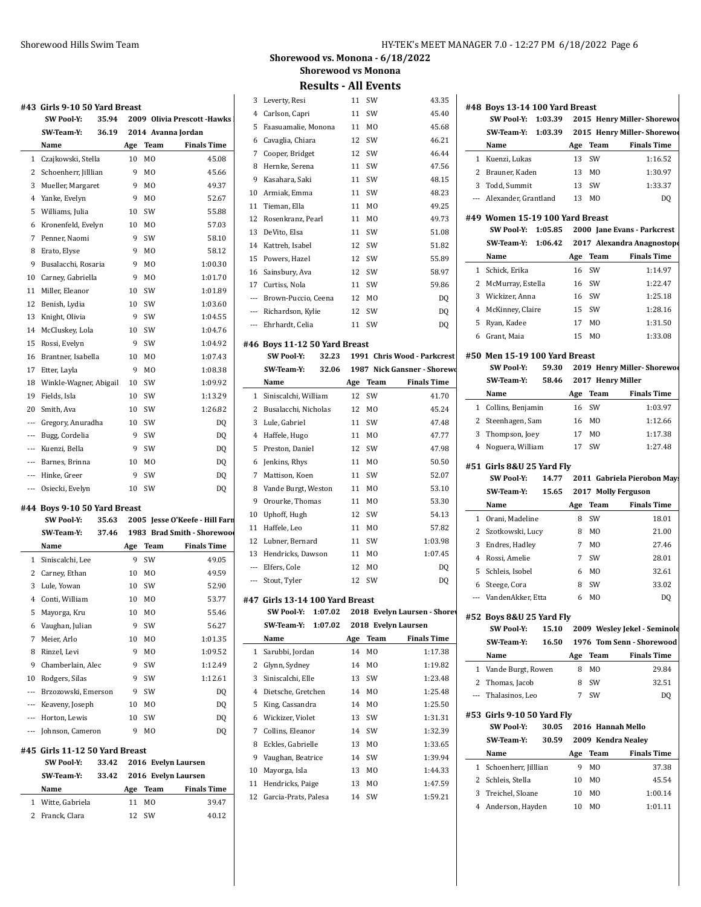## Shorewood vs. Monona - 6/18/2022
### Shorewood vs Monona
### Results - All Events

#### #43 Girls 9-10 50 Yard Breast

SW Pool-Y: 35.94 2009 Olivia Prescott -Hawks

SW-Team-Y: 36.19 2014 Avanna Jordan

| | Name | Age | Team | Finals Time |
|---|---|---|---|---|
| 1 | Czajkowski, Stella | 10 | MO | 45.08 |
| 2 | Schoenherr, Jilllian | 9 | MO | 45.66 |
| 3 | Mueller, Margaret | 9 | MO | 49.37 |
| 4 | Yanke, Evelyn | 9 | MO | 52.67 |
| 5 | Williams, Julia | 10 | SW | 55.88 |
| 6 | Kronenfeld, Evelyn | 10 | MO | 57.03 |
| 7 | Penner, Naomi | 9 | SW | 58.10 |
| 8 | Erato, Elyse | 9 | MO | 58.12 |
| 9 | Busalacchi, Rosaria | 9 | MO | 1:00.30 |
| 10 | Carney, Gabriella | 9 | MO | 1:01.70 |
| 11 | Miller, Eleanor | 10 | SW | 1:01.89 |
| 12 | Benish, Lydia | 10 | SW | 1:03.60 |
| 13 | Knight, Olivia | 9 | SW | 1:04.55 |
| 14 | McCluskey, Lola | 10 | SW | 1:04.76 |
| 15 | Rossi, Evelyn | 9 | SW | 1:04.92 |
| 16 | Brantner, Isabella | 10 | MO | 1:07.43 |
| 17 | Etter, Layla | 9 | MO | 1:08.38 |
| 18 | Winkle-Wagner, Abigail | 10 | SW | 1:09.92 |
| 19 | Fields, Isla | 10 | SW | 1:13.29 |
| 20 | Smith, Ava | 10 | SW | 1:26.82 |
| --- | Gregory, Anuradha | 10 | SW | DQ |
| --- | Bugg, Cordelia | 9 | SW | DQ |
| --- | Kuenzi, Bella | 9 | SW | DQ |
| --- | Barnes, Brinna | 10 | MO | DQ |
| --- | Hinke, Greer | 9 | SW | DQ |
| --- | Osiecki, Evelyn | 10 | SW | DQ |

#### #44 Boys 9-10 50 Yard Breast

SW Pool-Y: 35.63 2005 Jesse O'Keefe - Hill Farm

SW-Team-Y: 37.46 1983 Brad Smith - Shorewood

| | Name | Age | Team | Finals Time |
|---|---|---|---|---|
| 1 | Siniscalchi, Lee | 9 | SW | 49.05 |
| 2 | Carney, Ethan | 10 | MO | 49.59 |
| 3 | Lule, Yowan | 10 | SW | 52.90 |
| 4 | Conti, William | 10 | MO | 53.77 |
| 5 | Mayorga, Kru | 10 | MO | 55.46 |
| 6 | Vaughan, Julian | 9 | SW | 56.27 |
| 7 | Meier, Arlo | 10 | MO | 1:01.35 |
| 8 | Rinzel, Levi | 9 | MO | 1:09.52 |
| 9 | Chamberlain, Alec | 9 | SW | 1:12.49 |
| 10 | Rodgers, Silas | 9 | SW | 1:12.61 |
| --- | Brzozowski, Emerson | 9 | SW | DQ |
| --- | Keaveny, Joseph | 10 | MO | DQ |
| --- | Horton, Lewis | 10 | SW | DQ |
| --- | Johnson, Cameron | 9 | MO | DQ |

#### #45 Girls 11-12 50 Yard Breast

SW Pool-Y: 33.42 2016 Evelyn Laursen

SW-Team-Y: 33.42 2016 Evelyn Laursen

| | Name | Age | Team | Finals Time |
|---|---|---|---|---|
| 1 | Witte, Gabriela | 11 | MO | 39.47 |
| 2 | Franck, Clara | 12 | SW | 40.12 |
| 3 | Leverty, Resi | 11 | SW | 43.35 |
| 4 | Carlson, Capri | 11 | SW | 45.40 |
| 5 | Faasuamalie, Monona | 11 | MO | 45.68 |
| 6 | Cavaglia, Chiara | 12 | SW | 46.21 |
| 7 | Cooper, Bridget | 12 | SW | 46.44 |
| 8 | Hernke, Serena | 11 | SW | 47.56 |
| 9 | Kasahara, Saki | 11 | SW | 48.15 |
| 10 | Armiak, Emma | 11 | SW | 48.23 |
| 11 | Tieman, Ella | 11 | MO | 49.25 |
| 12 | Rosenkranz, Pearl | 11 | MO | 49.73 |
| 13 | DeVito, Elsa | 11 | SW | 51.08 |
| 14 | Kattreh, Isabel | 12 | SW | 51.82 |
| 15 | Powers, Hazel | 12 | SW | 55.89 |
| 16 | Sainsbury, Ava | 12 | SW | 58.97 |
| 17 | Curtiss, Nola | 11 | SW | 59.86 |
| --- | Brown-Puccio, Ceena | 12 | MO | DQ |
| --- | Richardson, Kylie | 12 | SW | DQ |
| --- | Ehrhardt, Celia | 11 | SW | DQ |

#### #46 Boys 11-12 50 Yard Breast

SW Pool-Y: 32.23 1991 Chris Wood - Parkcrest

SW-Team-Y: 32.06 1987 Nick Gansner - Shorewood

| | Name | Age | Team | Finals Time |
|---|---|---|---|---|
| 1 | Siniscalchi, William | 12 | SW | 41.70 |
| 2 | Busalacchi, Nicholas | 12 | MO | 45.24 |
| 3 | Lule, Gabriel | 11 | SW | 47.48 |
| 4 | Haffele, Hugo | 11 | MO | 47.77 |
| 5 | Preston, Daniel | 12 | SW | 47.98 |
| 6 | Jenkins, Rhys | 11 | MO | 50.50 |
| 7 | Mattison, Koen | 11 | SW | 52.07 |
| 8 | Vande Burgt, Weston | 11 | MO | 53.10 |
| 9 | Orourke, Thomas | 11 | MO | 53.30 |
| 10 | Uphoff, Hugh | 12 | SW | 54.13 |
| 11 | Haffele, Leo | 11 | MO | 57.82 |
| 12 | Lubner, Bernard | 11 | SW | 1:03.98 |
| 13 | Hendricks, Dawson | 11 | MO | 1:07.45 |
| --- | Elfers, Cole | 12 | MO | DQ |
| --- | Stout, Tyler | 12 | SW | DQ |

#### #47 Girls 13-14 100 Yard Breast

SW Pool-Y: 1:07.02 2018 Evelyn Laursen - Shorewood

SW-Team-Y: 1:07.02 2018 Evelyn Laursen

| | Name | Age | Team | Finals Time |
|---|---|---|---|---|
| 1 | Sarubbi, Jordan | 14 | MO | 1:17.38 |
| 2 | Glynn, Sydney | 14 | MO | 1:19.82 |
| 3 | Siniscalchi, Elle | 13 | SW | 1:23.48 |
| 4 | Dietsche, Gretchen | 14 | MO | 1:25.48 |
| 5 | King, Cassandra | 14 | MO | 1:25.50 |
| 6 | Wickizer, Violet | 13 | SW | 1:31.31 |
| 7 | Collins, Eleanor | 14 | SW | 1:32.39 |
| 8 | Eckles, Gabrielle | 13 | MO | 1:33.65 |
| 9 | Vaughan, Beatrice | 14 | SW | 1:39.94 |
| 10 | Mayorga, Isla | 13 | MO | 1:44.33 |
| 11 | Hendricks, Paige | 13 | MO | 1:47.59 |
| 12 | Garcia-Prats, Palesa | 14 | SW | 1:59.21 |

#### #48 Boys 13-14 100 Yard Breast

SW Pool-Y: 1:03.39 2015 Henry Miller- Shorewood

SW-Team-Y: 1:03.39 2015 Henry Miller- Shorewood

| | Name | Age | Team | Finals Time |
|---|---|---|---|---|
| 1 | Kuenzi, Lukas | 13 | SW | 1:16.52 |
| 2 | Brauner, Kaden | 13 | MO | 1:30.97 |
| 3 | Todd, Summit | 13 | SW | 1:33.37 |
| --- | Alexander, Grantland | 13 | MO | DQ |

#### #49 Women 15-19 100 Yard Breast

SW Pool-Y: 1:05.85 2000 Jane Evans - Parkcrest

SW-Team-Y: 1:06.42 2017 Alexandra Anagnostopoulos

| | Name | Age | Team | Finals Time |
|---|---|---|---|---|
| 1 | Schick, Erika | 16 | SW | 1:14.97 |
| 2 | McMurray, Estella | 16 | SW | 1:22.47 |
| 3 | Wickizer, Anna | 16 | SW | 1:25.18 |
| 4 | McKinney, Claire | 15 | SW | 1:28.16 |
| 5 | Ryan, Kadee | 17 | MO | 1:31.50 |
| 6 | Grant, Maia | 15 | MO | 1:33.08 |

#### #50 Men 15-19 100 Yard Breast

SW Pool-Y: 59.30 2019 Henry Miller- Shorewood

SW-Team-Y: 58.46 2017 Henry Miller

| | Name | Age | Team | Finals Time |
|---|---|---|---|---|
| 1 | Collins, Benjamin | 16 | SW | 1:03.97 |
| 2 | Steenhagen, Sam | 16 | MO | 1:12.66 |
| 3 | Thompson, Joey | 17 | MO | 1:17.38 |
| 4 | Noguera, William | 17 | SW | 1:27.48 |

#### #51 Girls 8&U 25 Yard Fly

SW Pool-Y: 14.77 2011 Gabriela Pierobon Mays

SW-Team-Y: 15.65 2017 Molly Ferguson

| | Name | Age | Team | Finals Time |
|---|---|---|---|---|
| 1 | Orani, Madeline | 8 | SW | 18.01 |
| 2 | Szotkowski, Lucy | 8 | MO | 21.00 |
| 3 | Endres, Hadley | 7 | MO | 27.46 |
| 4 | Rossi, Amelie | 7 | SW | 28.01 |
| 5 | Schleis, Isobel | 6 | MO | 32.61 |
| 6 | Steege, Cora | 8 | SW | 33.02 |
| --- | VandenAkker, Etta | 6 | MO | DQ |

#### #52 Boys 8&U 25 Yard Fly

SW Pool-Y: 15.10 2009 Wesley Jekel - Seminole

SW-Team-Y: 16.50 1976 Tom Senn - Shorewood

| | Name | Age | Team | Finals Time |
|---|---|---|---|---|
| 1 | Vande Burgt, Rowen | 8 | MO | 29.84 |
| 2 | Thomas, Jacob | 8 | SW | 32.51 |
| --- | Thalasinos, Leo | 7 | SW | DQ |

#### #53 Girls 9-10 50 Yard Fly

SW Pool-Y: 30.05 2016 Hannah Mello

SW-Team-Y: 30.59 2009 Kendra Nealey

| | Name | Age | Team | Finals Time |
|---|---|---|---|---|
| 1 | Schoenherr, Jilllian | 9 | MO | 37.38 |
| 2 | Schleis, Stella | 10 | MO | 45.54 |
| 3 | Treichel, Sloane | 10 | MO | 1:00.14 |
| 4 | Anderson, Hayden | 10 | MO | 1:01.11 |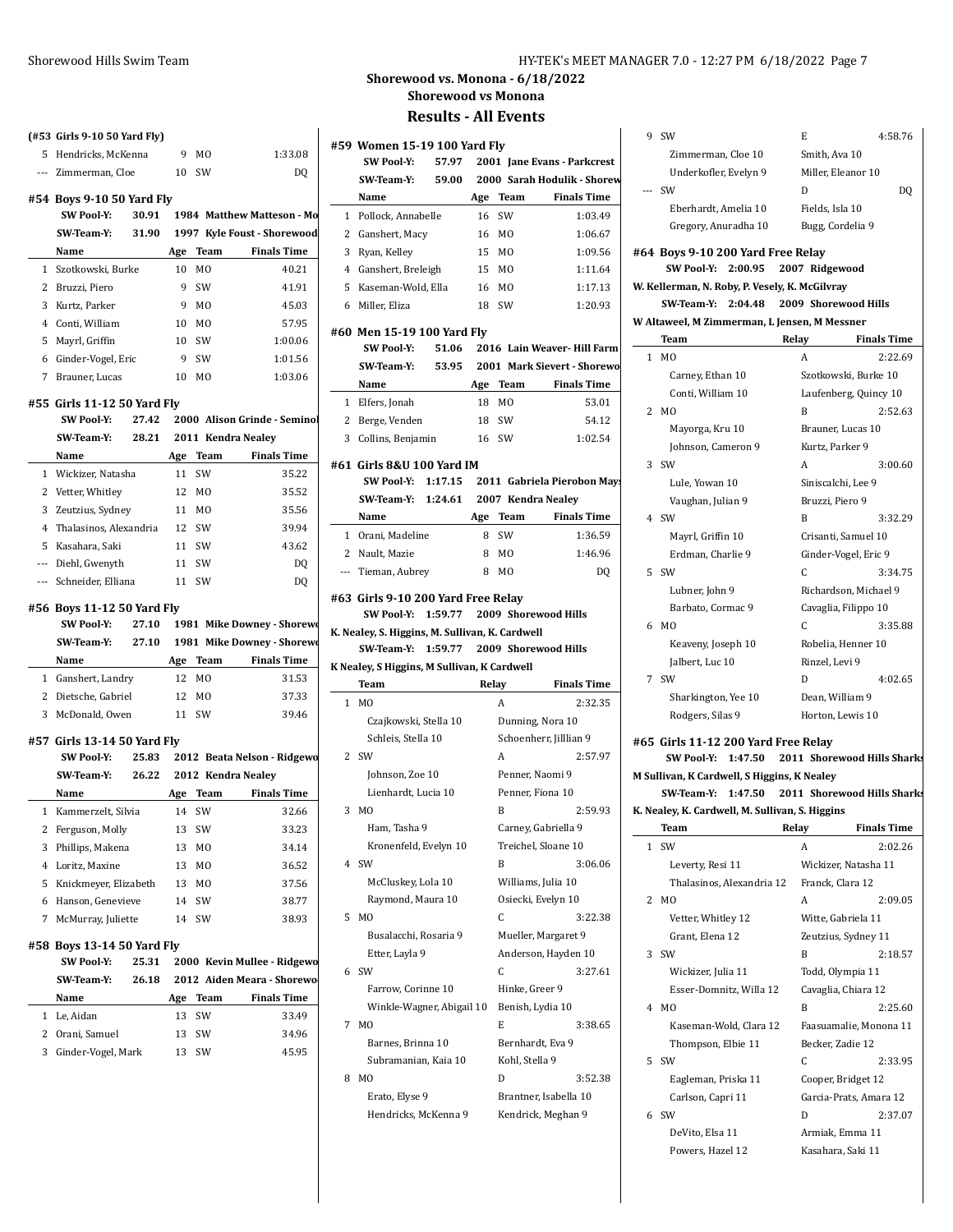## Shorewood vs. Monona - 6/18/2022
## Shorewood vs Monona
## Results - All Events

### (#53 Girls 9-10 50 Yard Fly)

| | Name | Age | Team | Finals Time |
|---|---|---|---|---|
| 5 | Hendricks, McKenna | 9 | MO | 1:33.08 |
| --- | Zimmerman, Cloe | 10 | SW | DQ |

### #54 Boys 9-10 50 Yard Fly

**SW Pool-Y: 30.91 1984 Matthew Matteson - Mo**
**SW-Team-Y: 31.90 1997 Kyle Foust - Shorewood**

| | Name | Age | Team | Finals Time |
|---|---|---|---|---|
| 1 | Szotkowski, Burke | 10 | MO | 40.21 |
| 2 | Bruzzi, Piero | 9 | SW | 41.91 |
| 3 | Kurtz, Parker | 9 | MO | 45.03 |
| 4 | Conti, William | 10 | MO | 57.95 |
| 5 | Mayrl, Griffin | 10 | SW | 1:00.06 |
| 6 | Ginder-Vogel, Eric | 9 | SW | 1:01.56 |
| 7 | Brauner, Lucas | 10 | MO | 1:03.06 |

### #55 Girls 11-12 50 Yard Fly

**SW Pool-Y: 27.42 2000 Alison Grinde - Seminol**
**SW-Team-Y: 28.21 2011 Kendra Nealey**

| | Name | Age | Team | Finals Time |
|---|---|---|---|---|
| 1 | Wickizer, Natasha | 11 | SW | 35.22 |
| 2 | Vetter, Whitley | 12 | MO | 35.52 |
| 3 | Zeutzius, Sydney | 11 | MO | 35.56 |
| 4 | Thalasinos, Alexandria | 12 | SW | 39.94 |
| 5 | Kasahara, Saki | 11 | SW | 43.62 |
| --- | Diehl, Gwenyth | 11 | SW | DQ |
| --- | Schneider, Elliana | 11 | SW | DQ |

### #56 Boys 11-12 50 Yard Fly

**SW Pool-Y: 27.10 1981 Mike Downey - Shorewo**
**SW-Team-Y: 27.10 1981 Mike Downey - Shorewo**

| | Name | Age | Team | Finals Time |
|---|---|---|---|---|
| 1 | Ganshert, Landry | 12 | MO | 31.53 |
| 2 | Dietsche, Gabriel | 12 | MO | 37.33 |
| 3 | McDonald, Owen | 11 | SW | 39.46 |

### #57 Girls 13-14 50 Yard Fly

**SW Pool-Y: 25.83 2012 Beata Nelson - Ridgewo**
**SW-Team-Y: 26.22 2012 Kendra Nealey**

| | Name | Age | Team | Finals Time |
|---|---|---|---|---|
| 1 | Kammerzelt, Silvia | 14 | SW | 32.66 |
| 2 | Ferguson, Molly | 13 | SW | 33.23 |
| 3 | Phillips, Makena | 13 | MO | 34.14 |
| 4 | Loritz, Maxine | 13 | MO | 36.52 |
| 5 | Knickmeyer, Elizabeth | 13 | MO | 37.56 |
| 6 | Hanson, Genevieve | 14 | SW | 38.77 |
| 7 | McMurray, Juliette | 14 | SW | 38.93 |

### #58 Boys 13-14 50 Yard Fly

**SW Pool-Y: 25.31 2000 Kevin Mullee - Ridgewo**
**SW-Team-Y: 26.18 2012 Aiden Meara - Shorewo**

| | Name | Age | Team | Finals Time |
|---|---|---|---|---|
| 1 | Le, Aidan | 13 | SW | 33.49 |
| 2 | Orani, Samuel | 13 | SW | 34.96 |
| 3 | Ginder-Vogel, Mark | 13 | SW | 45.95 |

### #59 Women 15-19 100 Yard Fly

**SW Pool-Y: 57.97 2001 Jane Evans - Parkcrest**
**SW-Team-Y: 59.00 2000 Sarah Hodulik - Shorew**

| | Name | Age | Team | Finals Time |
|---|---|---|---|---|
| 1 | Pollock, Annabelle | 16 | SW | 1:03.49 |
| 2 | Ganshert, Macy | 16 | MO | 1:06.67 |
| 3 | Ryan, Kelley | 15 | MO | 1:09.56 |
| 4 | Ganshert, Breleigh | 15 | MO | 1:11.64 |
| 5 | Kaseman-Wold, Ella | 16 | MO | 1:17.13 |
| 6 | Miller, Eliza | 18 | SW | 1:20.93 |

### #60 Men 15-19 100 Yard Fly

**SW Pool-Y: 51.06 2016 Lain Weaver- Hill Farm**
**SW-Team-Y: 53.95 2001 Mark Sievert - Shorewo**

| | Name | Age | Team | Finals Time |
|---|---|---|---|---|
| 1 | Elfers, Jonah | 18 | MO | 53.01 |
| 2 | Berge, Venden | 18 | SW | 54.12 |
| 3 | Collins, Benjamin | 16 | SW | 1:02.54 |

### #61 Girls 8&U 100 Yard IM

**SW Pool-Y: 1:17.15 2011 Gabriela Pierobon Mays**
**SW-Team-Y: 1:24.61 2007 Kendra Nealey**

| | Name | Age | Team | Finals Time |
|---|---|---|---|---|
| 1 | Orani, Madeline | 8 | SW | 1:36.59 |
| 2 | Nault, Mazie | 8 | MO | 1:46.96 |
| --- | Tieman, Aubrey | 8 | MO | DQ |

### #63 Girls 9-10 200 Yard Free Relay

**SW Pool-Y: 1:59.77 2009 Shorewood Hills**
**K. Nealey, S. Higgins, M. Sullivan, K. Cardwell**
**SW-Team-Y: 1:59.77 2009 Shorewood Hills**
**K Nealey, S Higgins, M Sullivan, K Cardwell**

| | Team | Relay | Finals Time |
|---|---|---|---|
| 1 | MO | A | 2:32.35 |
| | Czajkowski, Stella 10; Dunning, Nora 10; Schleis, Stella 10; Schoenherr, Jilllian 9 | | |
| 2 | SW | A | 2:57.97 |
| | Johnson, Zoe 10; Penner, Naomi 9; Lienhardt, Lucia 10; Penner, Fiona 10 | | |
| 3 | MO | B | 2:59.93 |
| | Ham, Tasha 9; Carney, Gabriella 9; Kronenfeld, Evelyn 10; Treichel, Sloane 10 | | |
| 4 | SW | B | 3:06.06 |
| | McCluskey, Lola 10; Williams, Julia 10; Raymond, Maura 10; Osiecki, Evelyn 10 | | |
| 5 | MO | C | 3:22.38 |
| | Busalacchi, Rosaria 9; Mueller, Margaret 9; Etter, Layla 9; Anderson, Hayden 10 | | |
| 6 | SW | C | 3:27.61 |
| | Farrow, Corinne 10; Hinke, Greer 9; Winkle-Wagner, Abigail 10; Benish, Lydia 10 | | |
| 7 | MO | E | 3:38.65 |
| | Barnes, Brinna 10; Bernhardt, Eva 9; Subramanian, Kaia 10; Kohl, Stella 9 | | |
| 8 | MO | D | 3:52.38 |
| | Erato, Elyse 9; Brantner, Isabella 10; Hendricks, McKenna 9; Kendrick, Meghan 9 | | |
| 9 | SW | E | 4:58.76 |
| | Zimmerman, Cloe 10; Smith, Ava 10; Underkofler, Evelyn 9; Miller, Eleanor 10 | | |
| --- | SW | D | DQ |
| | Eberhardt, Amelia 10; Fields, Isla 10; Gregory, Anuradha 10; Bugg, Cordelia 9 | | |

### #64 Boys 9-10 200 Yard Free Relay

**SW Pool-Y: 2:00.95 2007 Ridgewood**
**W. Kellerman, N. Roby, P. Vesely, K. McGilvray**
**SW-Team-Y: 2:04.48 2009 Shorewood Hills**
**W Altaweel, M Zimmerman, L Jensen, M Messner**

| | Team | Relay | Finals Time |
|---|---|---|---|
| 1 | MO | A | 2:22.69 |
| | Carney, Ethan 10; Szotkowski, Burke 10; Conti, William 10; Laufenberg, Quincy 10 | | |
| 2 | MO | B | 2:52.63 |
| | Mayorga, Kru 10; Brauner, Lucas 10; Johnson, Cameron 9; Kurtz, Parker 9 | | |
| 3 | SW | A | 3:00.60 |
| | Lule, Yowan 10; Siniscalchi, Lee 9; Vaughan, Julian 9; Bruzzi, Piero 9 | | |
| 4 | SW | B | 3:32.29 |
| | Mayrl, Griffin 10; Crisanti, Samuel 10; Erdman, Charlie 9; Ginder-Vogel, Eric 9 | | |
| 5 | SW | C | 3:34.75 |
| | Lubner, John 9; Richardson, Michael 9; Barbato, Cormac 9; Cavaglia, Filippo 10 | | |
| 6 | MO | C | 3:35.88 |
| | Keaveny, Joseph 10; Robelia, Henner 10; Jalbert, Luc 10; Rinzel, Levi 9 | | |
| 7 | SW | D | 4:02.65 |
| | Sharkington, Yee 10; Dean, William 9; Rodgers, Silas 9; Horton, Lewis 10 | | |

### #65 Girls 11-12 200 Yard Free Relay

**SW Pool-Y: 1:47.50 2011 Shorewood Hills Sharks**
**M Sullivan, K Cardwell, S Higgins, K Nealey**
**SW-Team-Y: 1:47.50 2011 Shorewood Hills Sharks**
**K. Nealey, K. Cardwell, M. Sullivan, S. Higgins**

| | Team | Relay | Finals Time |
|---|---|---|---|
| 1 | SW | A | 2:02.26 |
| | Leverty, Resi 11; Wickizer, Natasha 11; Thalasinos, Alexandria 12; Franck, Clara 12 | | |
| 2 | MO | A | 2:09.05 |
| | Vetter, Whitley 12; Witte, Gabriela 11; Grant, Elena 12; Zeutzius, Sydney 11 | | |
| 3 | SW | B | 2:18.57 |
| | Wickizer, Julia 11; Todd, Olympia 11; Esser-Domnitz, Willa 12; Cavaglia, Chiara 12 | | |
| 4 | MO | B | 2:25.60 |
| | Kaseman-Wold, Clara 12; Faasuamalie, Monona 11; Thompson, Elbie 11; Becker, Zadie 12 | | |
| 5 | SW | C | 2:33.95 |
| | Eagleman, Priska 11; Cooper, Bridget 12; Carlson, Capri 11; Garcia-Prats, Amara 12 | | |
| 6 | SW | D | 2:37.07 |
| | DeVito, Elsa 11; Armiak, Emma 11; Powers, Hazel 12; Kasahara, Saki 11 | | |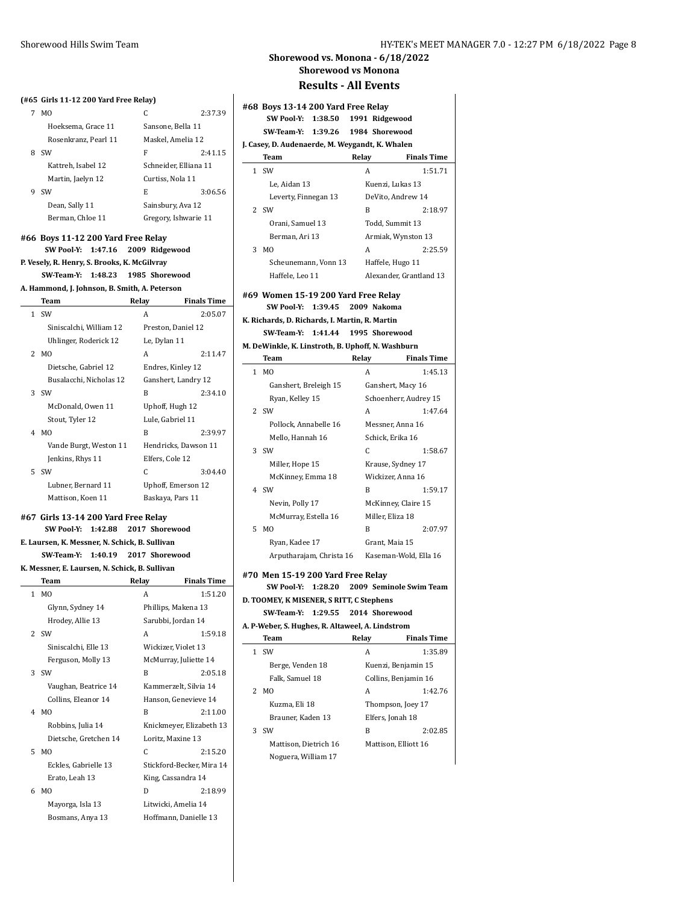## Shorewood vs. Monona - 6/18/2022
### Shorewood vs Monona
### Results - All Events

**(#65 Girls 11-12 200 Yard Free Relay)**

| | | | |
|---|---|---|---|
| 7 | MO | C | 2:37.39 |
| | Hoeksema, Grace 11 | Sansone, Bella 11 | |
| | Rosenkranz, Pearl 11 | Maskel, Amelia 12 | |
| 8 | SW | F | 2:41.15 |
| | Kattreh, Isabel 12 | Schneider, Elliana 11 | |
| | Martin, Jaelyn 12 | Curtiss, Nola 11 | |
| 9 | SW | E | 3:06.56 |
| | Dean, Sally 11 | Sainsbury, Ava 12 | |
| | Berman, Chloe 11 | Gregory, Ishwarie 11 | |

**#66 Boys 11-12 200 Yard Free Relay**

**SW Pool-Y: 1:47.16 2009 Ridgewood**

**P. Vesely, R. Henry, S. Brooks, K. McGilvray**

**SW-Team-Y: 1:48.23 1985 Shorewood**

**A. Hammond, J. Johnson, B. Smith, A. Peterson**

| | Team | Relay | Finals Time |
|---|---|---|---|
| 1 | SW | A | 2:05.07 |
| | Siniscalchi, William 12 | Preston, Daniel 12 | |
| | Uhlinger, Roderick 12 | Le, Dylan 11 | |
| 2 | MO | A | 2:11.47 |
| | Dietsche, Gabriel 12 | Endres, Kinley 12 | |
| | Busalacchi, Nicholas 12 | Ganshert, Landry 12 | |
| 3 | SW | B | 2:34.10 |
| | McDonald, Owen 11 | Uphoff, Hugh 12 | |
| | Stout, Tyler 12 | Lule, Gabriel 11 | |
| 4 | MO | B | 2:39.97 |
| | Vande Burgt, Weston 11 | Hendricks, Dawson 11 | |
| | Jenkins, Rhys 11 | Elfers, Cole 12 | |
| 5 | SW | C | 3:04.40 |
| | Lubner, Bernard 11 | Uphoff, Emerson 12 | |
| | Mattison, Koen 11 | Baskaya, Pars 11 | |

**#67 Girls 13-14 200 Yard Free Relay**

**SW Pool-Y: 1:42.88 2017 Shorewood**

**E. Laursen, K. Messner, N. Schick, B. Sullivan**

**SW-Team-Y: 1:40.19 2017 Shorewood**

**K. Messner, E. Laursen, N. Schick, B. Sullivan**

| | Team | Relay | Finals Time |
|---|---|---|---|
| 1 | MO | A | 1:51.20 |
| | Glynn, Sydney 14 | Phillips, Makena 13 | |
| | Hrodey, Allie 13 | Sarubbi, Jordan 14 | |
| 2 | SW | A | 1:59.18 |
| | Siniscalchi, Elle 13 | Wickizer, Violet 13 | |
| | Ferguson, Molly 13 | McMurray, Juliette 14 | |
| 3 | SW | B | 2:05.18 |
| | Vaughan, Beatrice 14 | Kammerzelt, Silvia 14 | |
| | Collins, Eleanor 14 | Hanson, Genevieve 14 | |
| 4 | MO | B | 2:11.00 |
| | Robbins, Julia 14 | Knickmeyer, Elizabeth 13 | |
| | Dietsche, Gretchen 14 | Loritz, Maxine 13 | |
| 5 | MO | C | 2:15.20 |
| | Eckles, Gabrielle 13 | Stickford-Becker, Mira 14 | |
| | Erato, Leah 13 | King, Cassandra 14 | |
| 6 | MO | D | 2:18.99 |
| | Mayorga, Isla 13 | Litwicki, Amelia 14 | |
| | Bosmans, Anya 13 | Hoffmann, Danielle 13 | |

**#68 Boys 13-14 200 Yard Free Relay**

**SW Pool-Y: 1:38.50 1991 Ridgewood**

**SW-Team-Y: 1:39.26 1984 Shorewood**

**J. Casey, D. Audenaerde, M. Weygandt, K. Whalen**

| | Team | Relay | Finals Time |
|---|---|---|---|
| 1 | SW | A | 1:51.71 |
| | Le, Aidan 13 | Kuenzi, Lukas 13 | |
| | Leverty, Finnegan 13 | DeVito, Andrew 14 | |
| 2 | SW | B | 2:18.97 |
| | Orani, Samuel 13 | Todd, Summit 13 | |
| | Berman, Ari 13 | Armiak, Wynston 13 | |
| 3 | MO | A | 2:25.59 |
| | Scheunemann, Vonn 13 | Haffele, Hugo 11 | |
| | Haffele, Leo 11 | Alexander, Grantland 13 | |

**#69 Women 15-19 200 Yard Free Relay**

**SW Pool-Y: 1:39.45 2009 Nakoma**

**K. Richards, D. Richards, I. Martin, R. Martin**

**SW-Team-Y: 1:41.44 1995 Shorewood**

**M. DeWinkle, K. Linstroth, B. Uphoff, N. Washburn**

| | Team | Relay | Finals Time |
|---|---|---|---|
| 1 | MO | A | 1:45.13 |
| | Ganshert, Breleigh 15 | Ganshert, Macy 16 | |
| | Ryan, Kelley 15 | Schoenherr, Audrey 15 | |
| 2 | SW | A | 1:47.64 |
| | Pollock, Annabelle 16 | Messner, Anna 16 | |
| | Mello, Hannah 16 | Schick, Erika 16 | |
| 3 | SW | C | 1:58.67 |
| | Miller, Hope 15 | Krause, Sydney 17 | |
| | McKinney, Emma 18 | Wickizer, Anna 16 | |
| 4 | SW | B | 1:59.17 |
| | Nevin, Polly 17 | McKinney, Claire 15 | |
| | McMurray, Estella 16 | Miller, Eliza 18 | |
| 5 | MO | B | 2:07.97 |
| | Ryan, Kadee 17 | Grant, Maia 15 | |
| | Arputharajam, Christa 16 | Kaseman-Wold, Ella 16 | |

**#70 Men 15-19 200 Yard Free Relay**

**SW Pool-Y: 1:28.20 2009 Seminole Swim Team**

**D. TOOMEY, K MISENER, S RITT, C Stephens**

**SW-Team-Y: 1:29.55 2014 Shorewood**

**A. P-Weber, S. Hughes, R. Altaweel, A. Lindstrom**

| | Team | Relay | Finals Time |
|---|---|---|---|
| 1 | SW | A | 1:35.89 |
| | Berge, Venden 18 | Kuenzi, Benjamin 15 | |
| | Falk, Samuel 18 | Collins, Benjamin 16 | |
| 2 | MO | A | 1:42.76 |
| | Kuzma, Eli 18 | Thompson, Joey 17 | |
| | Brauner, Kaden 13 | Elfers, Jonah 18 | |
| 3 | SW | B | 2:02.85 |
| | Mattison, Dietrich 16 | Mattison, Elliott 16 | |
| | Noguera, William 17 | | |